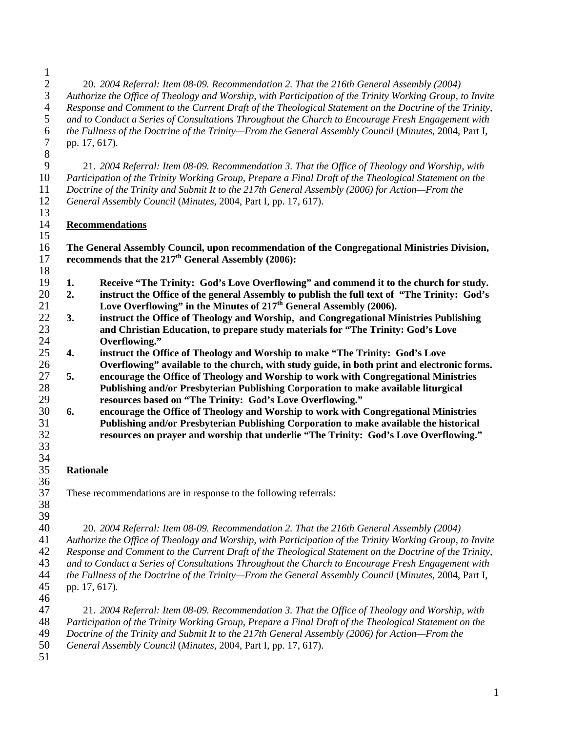20. *2004 Referral: Item 08-09. Recommendation 2. That the 216th General Assembly (2004) Authorize the Office of Theology and Worship, with Participation of the Trinity Working Group, to Invite Response and Comment to the Current Draft of the Theological Statement on the Doctrine of the Trinity, and to Conduct a Series of Consultations Throughout the Church to Encourage Fresh Engagement with the Fullness of the Doctrine of the Trinity—From the General Assembly Council* (*Minutes*, 2004, Part I, pp. 17, 617).

21. *2004 Referral: Item 08-09. Recommendation 3. That the Office of Theology and Worship, with Participation of the Trinity Working Group, Prepare a Final Draft of the Theological Statement on the Doctrine of the Trinity and Submit It to the 217th General Assembly (2006) for Action—From the General Assembly Council* (*Minutes*, 2004, Part I, pp. 17, 617).

## Recommendations

**The General Assembly Council, upon recommendation of the Congregational Ministries Division, recommends that the 217th General Assembly (2006):**

1. **Receive "The Trinity: God's Love Overflowing" and commend it to the church for study.**
2. **instruct the Office of the general Assembly to publish the full text of "The Trinity: God's Love Overflowing" in the Minutes of 217th General Assembly (2006).**
3. **instruct the Office of Theology and Worship, and Congregational Ministries Publishing and Christian Education, to prepare study materials for "The Trinity: God's Love Overflowing."**
4. **instruct the Office of Theology and Worship to make "The Trinity: God's Love Overflowing" available to the church, with study guide, in both print and electronic forms.**
5. **encourage the Office of Theology and Worship to work with Congregational Ministries Publishing and/or Presbyterian Publishing Corporation to make available liturgical resources based on "The Trinity: God's Love Overflowing."**
6. **encourage the Office of Theology and Worship to work with Congregational Ministries Publishing and/or Presbyterian Publishing Corporation to make available the historical resources on prayer and worship that underlie "The Trinity: God's Love Overflowing."**

## Rationale

These recommendations are in response to the following referrals:

20. *2004 Referral: Item 08-09. Recommendation 2. That the 216th General Assembly (2004) Authorize the Office of Theology and Worship, with Participation of the Trinity Working Group, to Invite Response and Comment to the Current Draft of the Theological Statement on the Doctrine of the Trinity, and to Conduct a Series of Consultations Throughout the Church to Encourage Fresh Engagement with the Fullness of the Doctrine of the Trinity—From the General Assembly Council* (*Minutes*, 2004, Part I, pp. 17, 617).

21. *2004 Referral: Item 08-09. Recommendation 3. That the Office of Theology and Worship, with Participation of the Trinity Working Group, Prepare a Final Draft of the Theological Statement on the Doctrine of the Trinity and Submit It to the 217th General Assembly (2006) for Action—From the General Assembly Council* (*Minutes*, 2004, Part I, pp. 17, 617).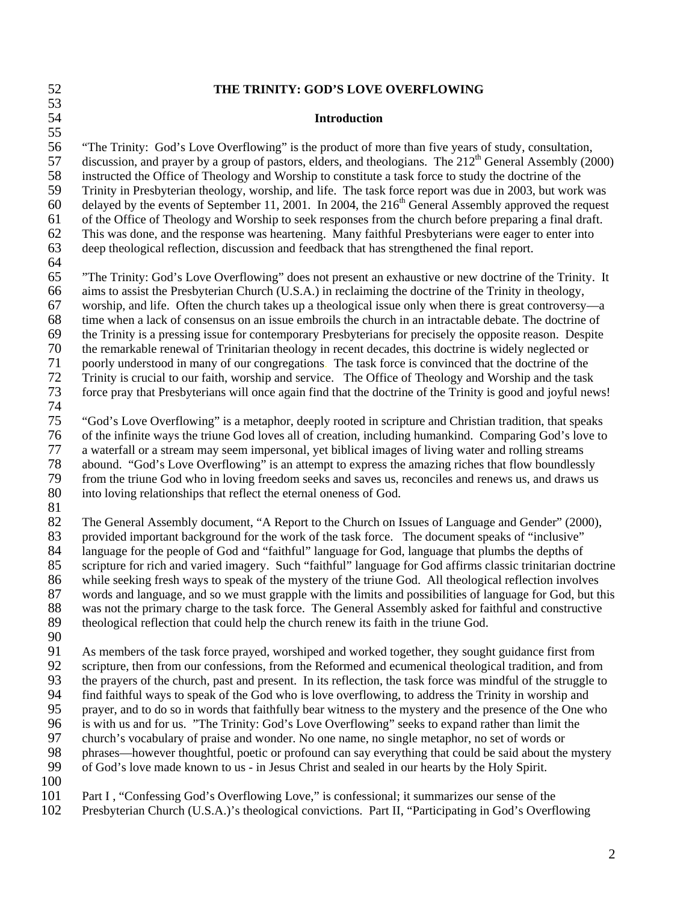# THE TRINITY: GOD'S LOVE OVERFLOWING

## Introduction

"The Trinity: God's Love Overflowing" is the product of more than five years of study, consultation, discussion, and prayer by a group of pastors, elders, and theologians. The 212th General Assembly (2000) instructed the Office of Theology and Worship to constitute a task force to study the doctrine of the Trinity in Presbyterian theology, worship, and life. The task force report was due in 2003, but work was delayed by the events of September 11, 2001. In 2004, the 216th General Assembly approved the request of the Office of Theology and Worship to seek responses from the church before preparing a final draft. This was done, and the response was heartening. Many faithful Presbyterians were eager to enter into deep theological reflection, discussion and feedback that has strengthened the final report.

"The Trinity: God's Love Overflowing" does not present an exhaustive or new doctrine of the Trinity. It aims to assist the Presbyterian Church (U.S.A.) in reclaiming the doctrine of the Trinity in theology, worship, and life. Often the church takes up a theological issue only when there is great controversy—a time when a lack of consensus on an issue embroils the church in an intractable debate. The doctrine of the Trinity is a pressing issue for contemporary Presbyterians for precisely the opposite reason. Despite the remarkable renewal of Trinitarian theology in recent decades, this doctrine is widely neglected or poorly understood in many of our congregations. The task force is convinced that the doctrine of the Trinity is crucial to our faith, worship and service. The Office of Theology and Worship and the task force pray that Presbyterians will once again find that the doctrine of the Trinity is good and joyful news!

"God's Love Overflowing" is a metaphor, deeply rooted in scripture and Christian tradition, that speaks of the infinite ways the triune God loves all of creation, including humankind. Comparing God's love to a waterfall or a stream may seem impersonal, yet biblical images of living water and rolling streams abound. "God's Love Overflowing" is an attempt to express the amazing riches that flow boundlessly from the triune God who in loving freedom seeks and saves us, reconciles and renews us, and draws us into loving relationships that reflect the eternal oneness of God.

The General Assembly document, "A Report to the Church on Issues of Language and Gender" (2000), provided important background for the work of the task force. The document speaks of "inclusive" language for the people of God and "faithful" language for God, language that plumbs the depths of scripture for rich and varied imagery. Such "faithful" language for God affirms classic trinitarian doctrine while seeking fresh ways to speak of the mystery of the triune God. All theological reflection involves words and language, and so we must grapple with the limits and possibilities of language for God, but this was not the primary charge to the task force. The General Assembly asked for faithful and constructive theological reflection that could help the church renew its faith in the triune God.

As members of the task force prayed, worshiped and worked together, they sought guidance first from scripture, then from our confessions, from the Reformed and ecumenical theological tradition, and from the prayers of the church, past and present. In its reflection, the task force was mindful of the struggle to find faithful ways to speak of the God who is love overflowing, to address the Trinity in worship and prayer, and to do so in words that faithfully bear witness to the mystery and the presence of the One who is with us and for us. "The Trinity: God's Love Overflowing" seeks to expand rather than limit the church's vocabulary of praise and wonder. No one name, no single metaphor, no set of words or phrases—however thoughtful, poetic or profound can say everything that could be said about the mystery of God's love made known to us - in Jesus Christ and sealed in our hearts by the Holy Spirit.

Part I , "Confessing God's Overflowing Love," is confessional; it summarizes our sense of the Presbyterian Church (U.S.A.)'s theological convictions. Part II, "Participating in God's Overflowing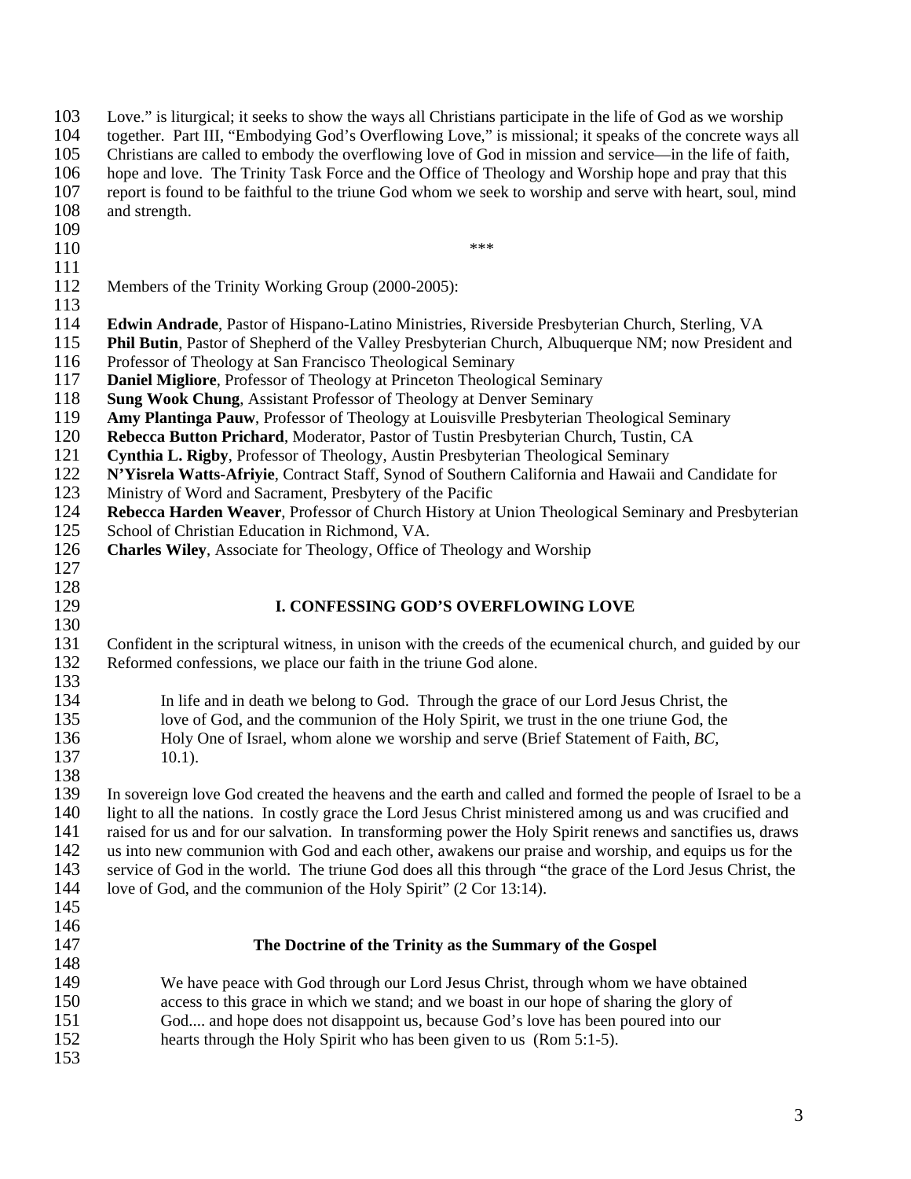Love." is liturgical; it seeks to show the ways all Christians participate in the life of God as we worship together. Part III, "Embodying God's Overflowing Love," is missional; it speaks of the concrete ways all Christians are called to embody the overflowing love of God in mission and service—in the life of faith, hope and love. The Trinity Task Force and the Office of Theology and Worship hope and pray that this report is found to be faithful to the triune God whom we seek to worship and serve with heart, soul, mind and strength.

***

Members of the Trinity Working Group (2000-2005):

**Edwin Andrade**, Pastor of Hispano-Latino Ministries, Riverside Presbyterian Church, Sterling, VA
**Phil Butin**, Pastor of Shepherd of the Valley Presbyterian Church, Albuquerque NM; now President and Professor of Theology at San Francisco Theological Seminary
**Daniel Migliore**, Professor of Theology at Princeton Theological Seminary
**Sung Wook Chung**, Assistant Professor of Theology at Denver Seminary
**Amy Plantinga Pauw**, Professor of Theology at Louisville Presbyterian Theological Seminary
**Rebecca Button Prichard**, Moderator, Pastor of Tustin Presbyterian Church, Tustin, CA
**Cynthia L. Rigby**, Professor of Theology, Austin Presbyterian Theological Seminary
**N'Yisrela Watts-Afriyie**, Contract Staff, Synod of Southern California and Hawaii and Candidate for Ministry of Word and Sacrament, Presbytery of the Pacific
**Rebecca Harden Weaver**, Professor of Church History at Union Theological Seminary and Presbyterian School of Christian Education in Richmond, VA.
**Charles Wiley**, Associate for Theology, Office of Theology and Worship

## I. CONFESSING GOD'S OVERFLOWING LOVE

Confident in the scriptural witness, in unison with the creeds of the ecumenical church, and guided by our Reformed confessions, we place our faith in the triune God alone.

> In life and in death we belong to God. Through the grace of our Lord Jesus Christ, the love of God, and the communion of the Holy Spirit, we trust in the one triune God, the Holy One of Israel, whom alone we worship and serve (Brief Statement of Faith, *BC*, 10.1).

In sovereign love God created the heavens and the earth and called and formed the people of Israel to be a light to all the nations. In costly grace the Lord Jesus Christ ministered among us and was crucified and raised for us and for our salvation. In transforming power the Holy Spirit renews and sanctifies us, draws us into new communion with God and each other, awakens our praise and worship, and equips us for the service of God in the world. The triune God does all this through "the grace of the Lord Jesus Christ, the love of God, and the communion of the Holy Spirit" (2 Cor 13:14).

### The Doctrine of the Trinity as the Summary of the Gospel

> We have peace with God through our Lord Jesus Christ, through whom we have obtained access to this grace in which we stand; and we boast in our hope of sharing the glory of God.... and hope does not disappoint us, because God's love has been poured into our hearts through the Holy Spirit who has been given to us (Rom 5:1-5).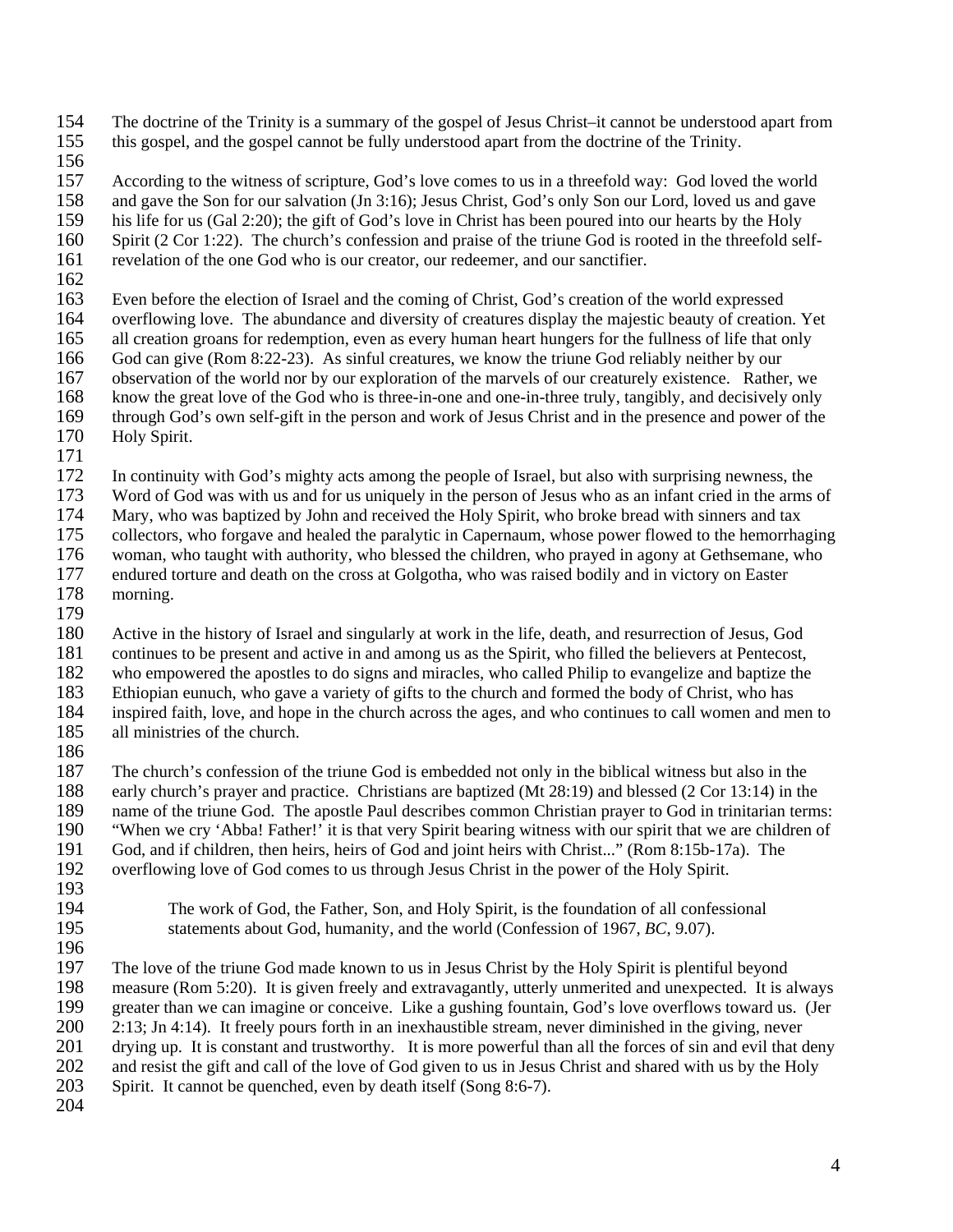The doctrine of the Trinity is a summary of the gospel of Jesus Christ–it cannot be understood apart from this gospel, and the gospel cannot be fully understood apart from the doctrine of the Trinity.

According to the witness of scripture, God's love comes to us in a threefold way: God loved the world and gave the Son for our salvation (Jn 3:16); Jesus Christ, God's only Son our Lord, loved us and gave his life for us (Gal 2:20); the gift of God's love in Christ has been poured into our hearts by the Holy Spirit (2 Cor 1:22). The church's confession and praise of the triune God is rooted in the threefold self-revelation of the one God who is our creator, our redeemer, and our sanctifier.

Even before the election of Israel and the coming of Christ, God's creation of the world expressed overflowing love. The abundance and diversity of creatures display the majestic beauty of creation. Yet all creation groans for redemption, even as every human heart hungers for the fullness of life that only God can give (Rom 8:22-23). As sinful creatures, we know the triune God reliably neither by our observation of the world nor by our exploration of the marvels of our creaturely existence. Rather, we know the great love of the God who is three-in-one and one-in-three truly, tangibly, and decisively only through God's own self-gift in the person and work of Jesus Christ and in the presence and power of the Holy Spirit.

In continuity with God's mighty acts among the people of Israel, but also with surprising newness, the Word of God was with us and for us uniquely in the person of Jesus who as an infant cried in the arms of Mary, who was baptized by John and received the Holy Spirit, who broke bread with sinners and tax collectors, who forgave and healed the paralytic in Capernaum, whose power flowed to the hemorrhaging woman, who taught with authority, who blessed the children, who prayed in agony at Gethsemane, who endured torture and death on the cross at Golgotha, who was raised bodily and in victory on Easter morning.

Active in the history of Israel and singularly at work in the life, death, and resurrection of Jesus, God continues to be present and active in and among us as the Spirit, who filled the believers at Pentecost, who empowered the apostles to do signs and miracles, who called Philip to evangelize and baptize the Ethiopian eunuch, who gave a variety of gifts to the church and formed the body of Christ, who has inspired faith, love, and hope in the church across the ages, and who continues to call women and men to all ministries of the church.

The church's confession of the triune God is embedded not only in the biblical witness but also in the early church's prayer and practice. Christians are baptized (Mt 28:19) and blessed (2 Cor 13:14) in the name of the triune God. The apostle Paul describes common Christian prayer to God in trinitarian terms: "When we cry 'Abba! Father!' it is that very Spirit bearing witness with our spirit that we are children of God, and if children, then heirs, heirs of God and joint heirs with Christ..." (Rom 8:15b-17a). The overflowing love of God comes to us through Jesus Christ in the power of the Holy Spirit.

> The work of God, the Father, Son, and Holy Spirit, is the foundation of all confessional statements about God, humanity, and the world (Confession of 1967, *BC*, 9.07).

The love of the triune God made known to us in Jesus Christ by the Holy Spirit is plentiful beyond measure (Rom 5:20). It is given freely and extravagantly, utterly unmerited and unexpected. It is always greater than we can imagine or conceive. Like a gushing fountain, God's love overflows toward us. (Jer 2:13; Jn 4:14). It freely pours forth in an inexhaustible stream, never diminished in the giving, never drying up. It is constant and trustworthy. It is more powerful than all the forces of sin and evil that deny and resist the gift and call of the love of God given to us in Jesus Christ and shared with us by the Holy Spirit. It cannot be quenched, even by death itself (Song 8:6-7).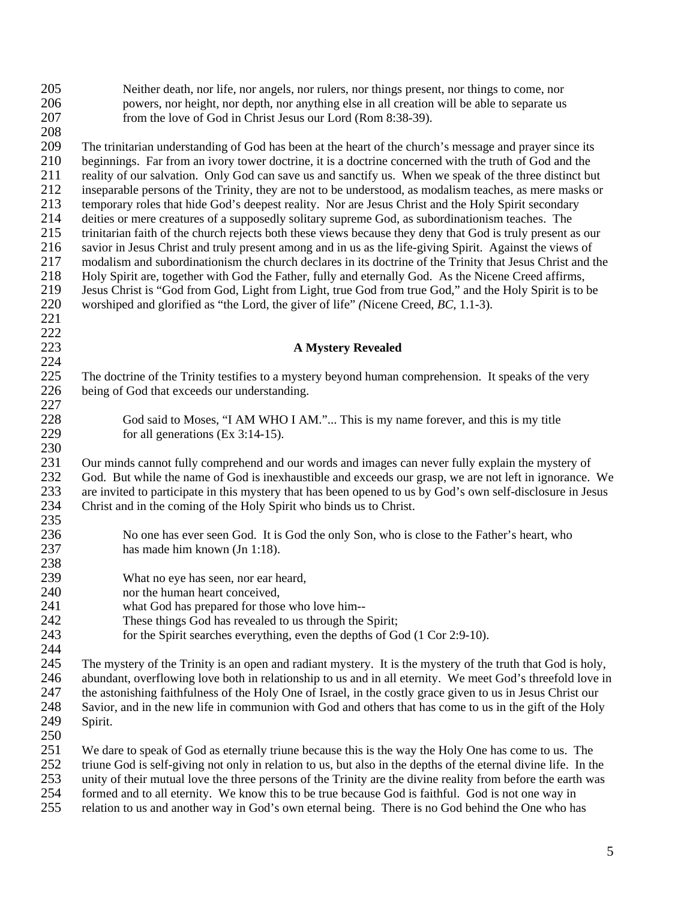> Neither death, nor life, nor angels, nor rulers, nor things present, nor things to come, nor powers, nor height, nor depth, nor anything else in all creation will be able to separate us from the love of God in Christ Jesus our Lord (Rom 8:38-39).

The trinitarian understanding of God has been at the heart of the church's message and prayer since its beginnings. Far from an ivory tower doctrine, it is a doctrine concerned with the truth of God and the reality of our salvation. Only God can save us and sanctify us. When we speak of the three distinct but inseparable persons of the Trinity, they are not to be understood, as modalism teaches, as mere masks or temporary roles that hide God's deepest reality. Nor are Jesus Christ and the Holy Spirit secondary deities or mere creatures of a supposedly solitary supreme God, as subordinationism teaches. The trinitarian faith of the church rejects both these views because they deny that God is truly present as our savior in Jesus Christ and truly present among and in us as the life-giving Spirit. Against the views of modalism and subordinationism the church declares in its doctrine of the Trinity that Jesus Christ and the Holy Spirit are, together with God the Father, fully and eternally God. As the Nicene Creed affirms, Jesus Christ is "God from God, Light from Light, true God from true God," and the Holy Spirit is to be worshiped and glorified as "the Lord, the giver of life" (Nicene Creed, *BC*, 1.1-3).

## A Mystery Revealed

The doctrine of the Trinity testifies to a mystery beyond human comprehension. It speaks of the very being of God that exceeds our understanding.

> God said to Moses, "I AM WHO I AM."... This is my name forever, and this is my title for all generations (Ex 3:14-15).

Our minds cannot fully comprehend and our words and images can never fully explain the mystery of God. But while the name of God is inexhaustible and exceeds our grasp, we are not left in ignorance. We are invited to participate in this mystery that has been opened to us by God's own self-disclosure in Jesus Christ and in the coming of the Holy Spirit who binds us to Christ.

> No one has ever seen God. It is God the only Son, who is close to the Father's heart, who has made him known (Jn 1:18).

> What no eye has seen, nor ear heard,
> nor the human heart conceived,
> what God has prepared for those who love him--
> These things God has revealed to us through the Spirit;
> for the Spirit searches everything, even the depths of God (1 Cor 2:9-10).

The mystery of the Trinity is an open and radiant mystery. It is the mystery of the truth that God is holy, abundant, overflowing love both in relationship to us and in all eternity. We meet God's threefold love in the astonishing faithfulness of the Holy One of Israel, in the costly grace given to us in Jesus Christ our Savior, and in the new life in communion with God and others that has come to us in the gift of the Holy Spirit.

We dare to speak of God as eternally triune because this is the way the Holy One has come to us. The triune God is self-giving not only in relation to us, but also in the depths of the eternal divine life. In the unity of their mutual love the three persons of the Trinity are the divine reality from before the earth was formed and to all eternity. We know this to be true because God is faithful. God is not one way in relation to us and another way in God's own eternal being. There is no God behind the One who has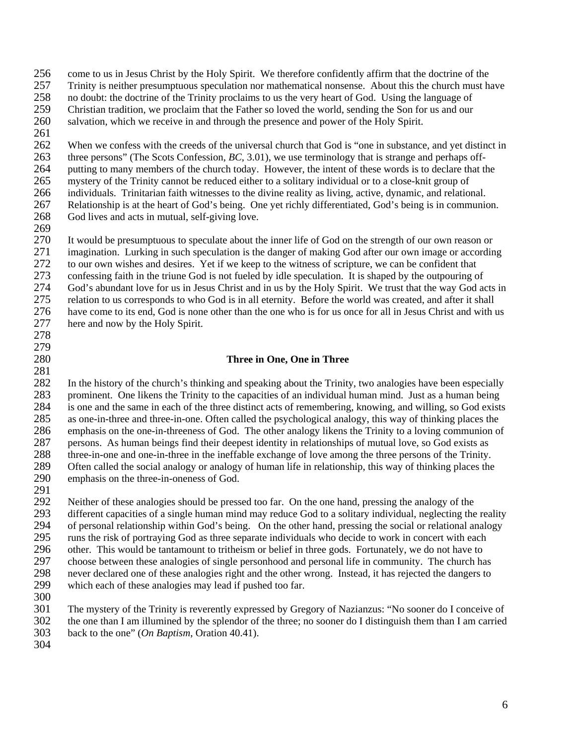come to us in Jesus Christ by the Holy Spirit. We therefore confidently affirm that the doctrine of the Trinity is neither presumptuous speculation nor mathematical nonsense. About this the church must have no doubt: the doctrine of the Trinity proclaims to us the very heart of God. Using the language of Christian tradition, we proclaim that the Father so loved the world, sending the Son for us and our salvation, which we receive in and through the presence and power of the Holy Spirit.

When we confess with the creeds of the universal church that God is "one in substance, and yet distinct in three persons" (The Scots Confession, *BC*, 3.01), we use terminology that is strange and perhaps off-putting to many members of the church today. However, the intent of these words is to declare that the mystery of the Trinity cannot be reduced either to a solitary individual or to a close-knit group of individuals. Trinitarian faith witnesses to the divine reality as living, active, dynamic, and relational. Relationship is at the heart of God's being. One yet richly differentiated, God's being is in communion. God lives and acts in mutual, self-giving love.

It would be presumptuous to speculate about the inner life of God on the strength of our own reason or imagination. Lurking in such speculation is the danger of making God after our own image or according to our own wishes and desires. Yet if we keep to the witness of scripture, we can be confident that confessing faith in the triune God is not fueled by idle speculation. It is shaped by the outpouring of God's abundant love for us in Jesus Christ and in us by the Holy Spirit. We trust that the way God acts in relation to us corresponds to who God is in all eternity. Before the world was created, and after it shall have come to its end, God is none other than the one who is for us once for all in Jesus Christ and with us here and now by the Holy Spirit.

## Three in One, One in Three

In the history of the church's thinking and speaking about the Trinity, two analogies have been especially prominent. One likens the Trinity to the capacities of an individual human mind. Just as a human being is one and the same in each of the three distinct acts of remembering, knowing, and willing, so God exists as one-in-three and three-in-one. Often called the psychological analogy, this way of thinking places the emphasis on the one-in-threeness of God. The other analogy likens the Trinity to a loving communion of persons. As human beings find their deepest identity in relationships of mutual love, so God exists as three-in-one and one-in-three in the ineffable exchange of love among the three persons of the Trinity. Often called the social analogy or analogy of human life in relationship, this way of thinking places the emphasis on the three-in-oneness of God.

Neither of these analogies should be pressed too far. On the one hand, pressing the analogy of the different capacities of a single human mind may reduce God to a solitary individual, neglecting the reality of personal relationship within God's being. On the other hand, pressing the social or relational analogy runs the risk of portraying God as three separate individuals who decide to work in concert with each other. This would be tantamount to tritheism or belief in three gods. Fortunately, we do not have to choose between these analogies of single personhood and personal life in community. The church has never declared one of these analogies right and the other wrong. Instead, it has rejected the dangers to which each of these analogies may lead if pushed too far.

The mystery of the Trinity is reverently expressed by Gregory of Nazianzus: "No sooner do I conceive of the one than I am illumined by the splendor of the three; no sooner do I distinguish them than I am carried back to the one" (*On Baptism*, Oration 40.41).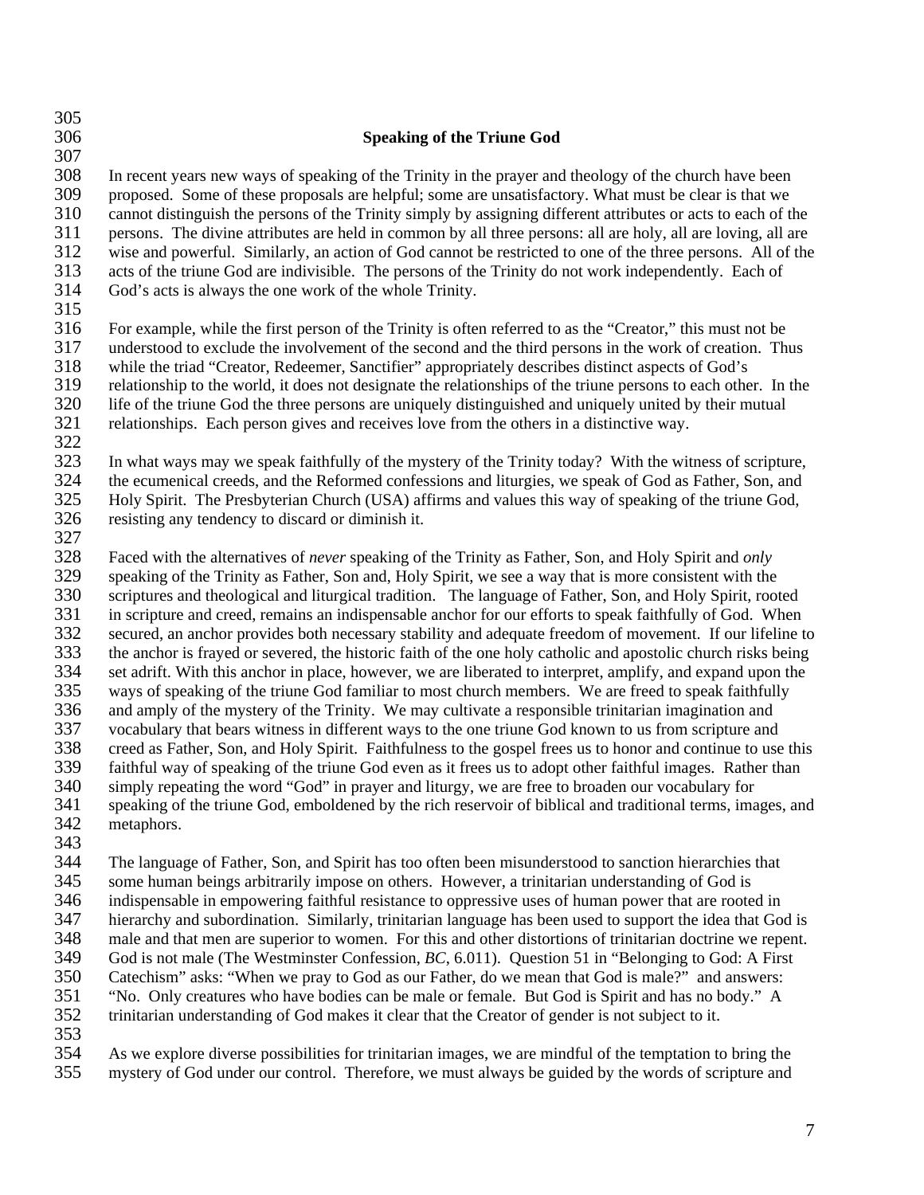## Speaking of the Triune God

In recent years new ways of speaking of the Trinity in the prayer and theology of the church have been proposed. Some of these proposals are helpful; some are unsatisfactory. What must be clear is that we cannot distinguish the persons of the Trinity simply by assigning different attributes or acts to each of the persons. The divine attributes are held in common by all three persons: all are holy, all are loving, all are wise and powerful. Similarly, an action of God cannot be restricted to one of the three persons. All of the acts of the triune God are indivisible. The persons of the Trinity do not work independently. Each of God's acts is always the one work of the whole Trinity.

For example, while the first person of the Trinity is often referred to as the "Creator," this must not be understood to exclude the involvement of the second and the third persons in the work of creation. Thus while the triad "Creator, Redeemer, Sanctifier" appropriately describes distinct aspects of God's relationship to the world, it does not designate the relationships of the triune persons to each other. In the life of the triune God the three persons are uniquely distinguished and uniquely united by their mutual relationships. Each person gives and receives love from the others in a distinctive way.

In what ways may we speak faithfully of the mystery of the Trinity today? With the witness of scripture, the ecumenical creeds, and the Reformed confessions and liturgies, we speak of God as Father, Son, and Holy Spirit. The Presbyterian Church (USA) affirms and values this way of speaking of the triune God, resisting any tendency to discard or diminish it.

Faced with the alternatives of *never* speaking of the Trinity as Father, Son, and Holy Spirit and *only* speaking of the Trinity as Father, Son and, Holy Spirit, we see a way that is more consistent with the scriptures and theological and liturgical tradition. The language of Father, Son, and Holy Spirit, rooted in scripture and creed, remains an indispensable anchor for our efforts to speak faithfully of God. When secured, an anchor provides both necessary stability and adequate freedom of movement. If our lifeline to the anchor is frayed or severed, the historic faith of the one holy catholic and apostolic church risks being set adrift. With this anchor in place, however, we are liberated to interpret, amplify, and expand upon the ways of speaking of the triune God familiar to most church members. We are freed to speak faithfully and amply of the mystery of the Trinity. We may cultivate a responsible trinitarian imagination and vocabulary that bears witness in different ways to the one triune God known to us from scripture and creed as Father, Son, and Holy Spirit. Faithfulness to the gospel frees us to honor and continue to use this faithful way of speaking of the triune God even as it frees us to adopt other faithful images. Rather than simply repeating the word "God" in prayer and liturgy, we are free to broaden our vocabulary for speaking of the triune God, emboldened by the rich reservoir of biblical and traditional terms, images, and metaphors.

The language of Father, Son, and Spirit has too often been misunderstood to sanction hierarchies that some human beings arbitrarily impose on others. However, a trinitarian understanding of God is indispensable in empowering faithful resistance to oppressive uses of human power that are rooted in hierarchy and subordination. Similarly, trinitarian language has been used to support the idea that God is male and that men are superior to women. For this and other distortions of trinitarian doctrine we repent. God is not male (The Westminster Confession, *BC*, 6.011). Question 51 in "Belonging to God: A First Catechism" asks: "When we pray to God as our Father, do we mean that God is male?" and answers: "No. Only creatures who have bodies can be male or female. But God is Spirit and has no body." A trinitarian understanding of God makes it clear that the Creator of gender is not subject to it.

As we explore diverse possibilities for trinitarian images, we are mindful of the temptation to bring the mystery of God under our control. Therefore, we must always be guided by the words of scripture and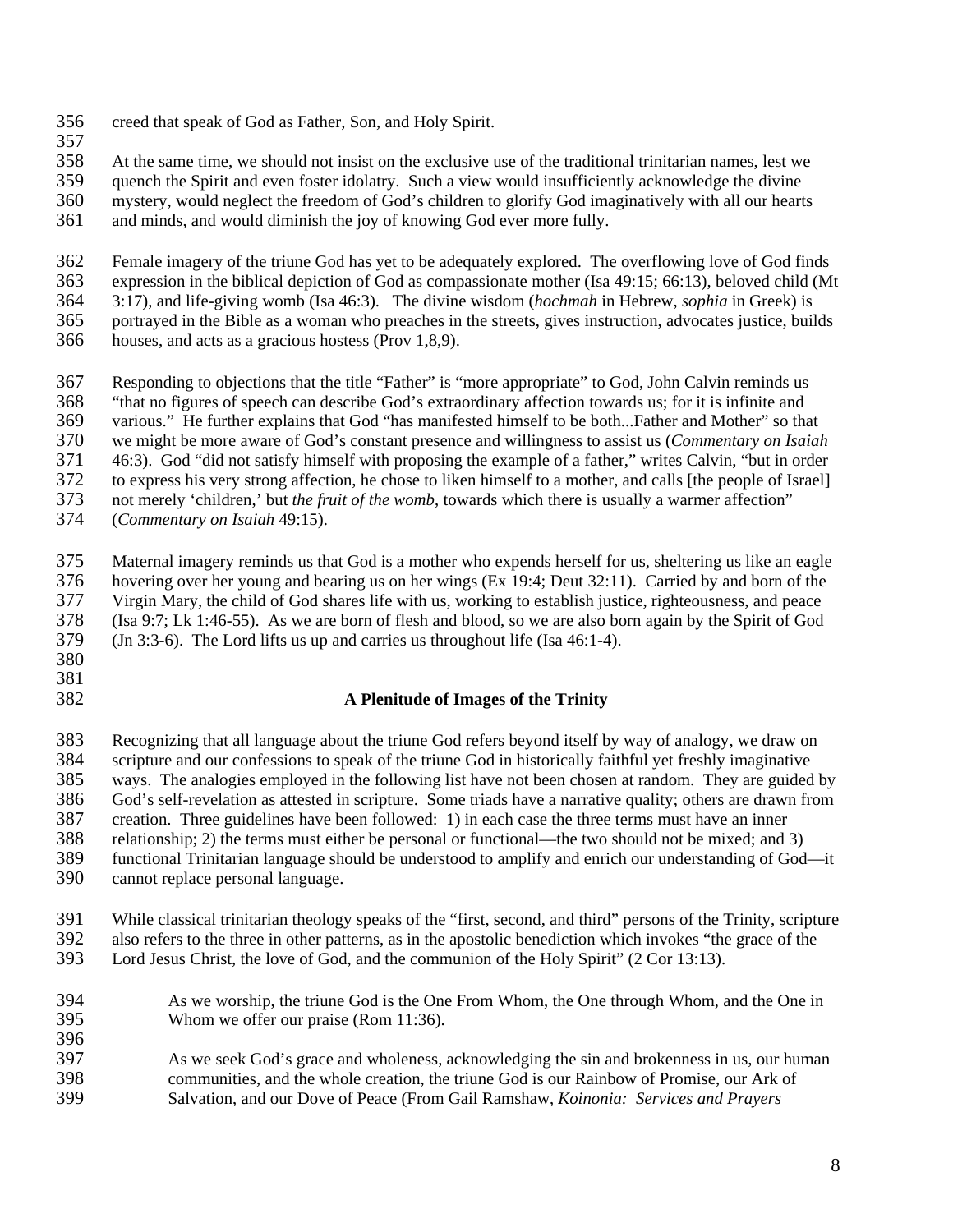creed that speak of God as Father, Son, and Holy Spirit.

At the same time, we should not insist on the exclusive use of the traditional trinitarian names, lest we quench the Spirit and even foster idolatry. Such a view would insufficiently acknowledge the divine mystery, would neglect the freedom of God's children to glorify God imaginatively with all our hearts and minds, and would diminish the joy of knowing God ever more fully.

Female imagery of the triune God has yet to be adequately explored. The overflowing love of God finds expression in the biblical depiction of God as compassionate mother (Isa 49:15; 66:13), beloved child (Mt 3:17), and life-giving womb (Isa 46:3). The divine wisdom (*hochmah* in Hebrew, *sophia* in Greek) is portrayed in the Bible as a woman who preaches in the streets, gives instruction, advocates justice, builds houses, and acts as a gracious hostess (Prov 1,8,9).

Responding to objections that the title "Father" is "more appropriate" to God, John Calvin reminds us "that no figures of speech can describe God's extraordinary affection towards us; for it is infinite and various." He further explains that God "has manifested himself to be both...Father and Mother" so that we might be more aware of God's constant presence and willingness to assist us (*Commentary on Isaiah* 46:3). God "did not satisfy himself with proposing the example of a father," writes Calvin, "but in order to express his very strong affection, he chose to liken himself to a mother, and calls [the people of Israel] not merely 'children,' but *the fruit of the womb*, towards which there is usually a warmer affection" (*Commentary on Isaiah* 49:15).

Maternal imagery reminds us that God is a mother who expends herself for us, sheltering us like an eagle hovering over her young and bearing us on her wings (Ex 19:4; Deut 32:11). Carried by and born of the Virgin Mary, the child of God shares life with us, working to establish justice, righteousness, and peace (Isa 9:7; Lk 1:46-55). As we are born of flesh and blood, so we are also born again by the Spirit of God (Jn 3:3-6). The Lord lifts us up and carries us throughout life (Isa 46:1-4).

## A Plenitude of Images of the Trinity

Recognizing that all language about the triune God refers beyond itself by way of analogy, we draw on scripture and our confessions to speak of the triune God in historically faithful yet freshly imaginative ways. The analogies employed in the following list have not been chosen at random. They are guided by God's self-revelation as attested in scripture. Some triads have a narrative quality; others are drawn from creation. Three guidelines have been followed: 1) in each case the three terms must have an inner relationship; 2) the terms must either be personal or functional—the two should not be mixed; and 3) functional Trinitarian language should be understood to amplify and enrich our understanding of God—it cannot replace personal language.

While classical trinitarian theology speaks of the "first, second, and third" persons of the Trinity, scripture also refers to the three in other patterns, as in the apostolic benediction which invokes "the grace of the Lord Jesus Christ, the love of God, and the communion of the Holy Spirit" (2 Cor 13:13).

> As we worship, the triune God is the One From Whom, the One through Whom, and the One in Whom we offer our praise (Rom 11:36).
>
> As we seek God's grace and wholeness, acknowledging the sin and brokenness in us, our human communities, and the whole creation, the triune God is our Rainbow of Promise, our Ark of Salvation, and our Dove of Peace (From Gail Ramshaw, *Koinonia: Services and Prayers*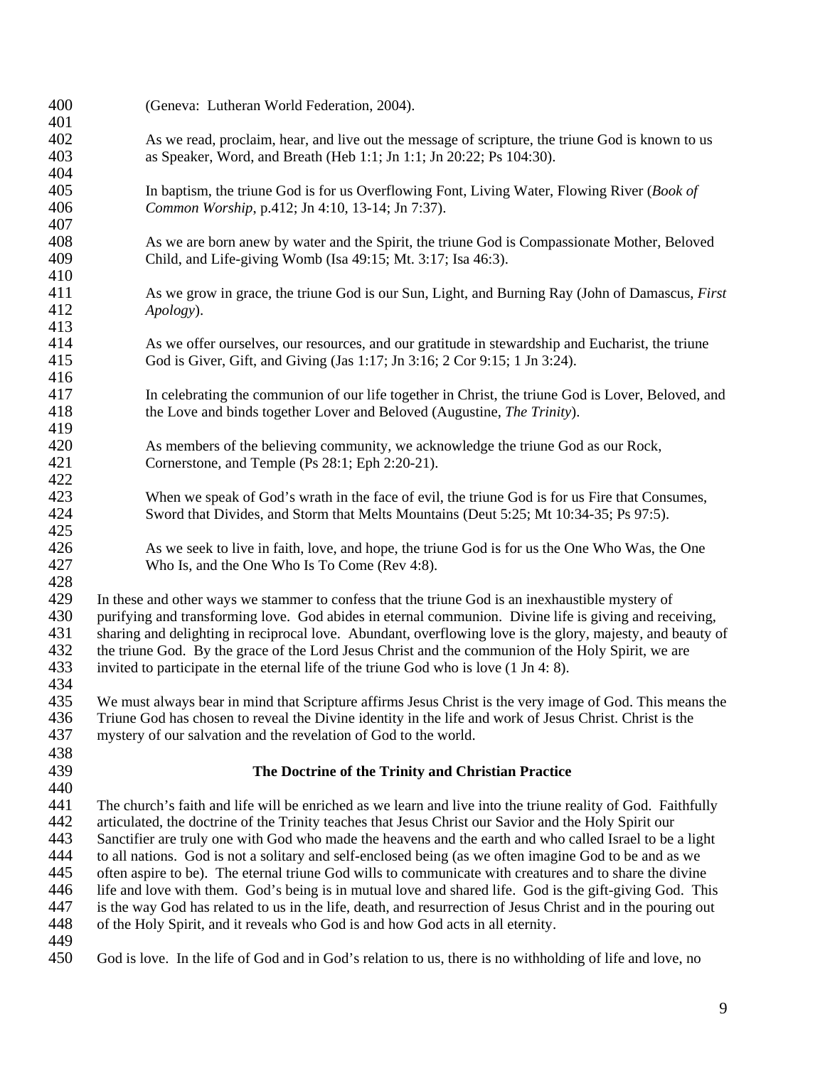(Geneva: Lutheran World Federation, 2004).

As we read, proclaim, hear, and live out the message of scripture, the triune God is known to us as Speaker, Word, and Breath (Heb 1:1; Jn 1:1; Jn 20:22; Ps 104:30).

In baptism, the triune God is for us Overflowing Font, Living Water, Flowing River (*Book of Common Worship*, p.412; Jn 4:10, 13-14; Jn 7:37).

As we are born anew by water and the Spirit, the triune God is Compassionate Mother, Beloved Child, and Life-giving Womb (Isa 49:15; Mt. 3:17; Isa 46:3).

As we grow in grace, the triune God is our Sun, Light, and Burning Ray (John of Damascus, *First Apology*).

As we offer ourselves, our resources, and our gratitude in stewardship and Eucharist, the triune God is Giver, Gift, and Giving (Jas 1:17; Jn 3:16; 2 Cor 9:15; 1 Jn 3:24).

In celebrating the communion of our life together in Christ, the triune God is Lover, Beloved, and the Love and binds together Lover and Beloved (Augustine, *The Trinity*).

As members of the believing community, we acknowledge the triune God as our Rock, Cornerstone, and Temple (Ps 28:1; Eph 2:20-21).

When we speak of God's wrath in the face of evil, the triune God is for us Fire that Consumes, Sword that Divides, and Storm that Melts Mountains (Deut 5:25; Mt 10:34-35; Ps 97:5).

As we seek to live in faith, love, and hope, the triune God is for us the One Who Was, the One Who Is, and the One Who Is To Come (Rev 4:8).

In these and other ways we stammer to confess that the triune God is an inexhaustible mystery of purifying and transforming love. God abides in eternal communion. Divine life is giving and receiving, sharing and delighting in reciprocal love. Abundant, overflowing love is the glory, majesty, and beauty of the triune God. By the grace of the Lord Jesus Christ and the communion of the Holy Spirit, we are invited to participate in the eternal life of the triune God who is love (1 Jn 4: 8).

We must always bear in mind that Scripture affirms Jesus Christ is the very image of God. This means the Triune God has chosen to reveal the Divine identity in the life and work of Jesus Christ. Christ is the mystery of our salvation and the revelation of God to the world.

## The Doctrine of the Trinity and Christian Practice

The church's faith and life will be enriched as we learn and live into the triune reality of God. Faithfully articulated, the doctrine of the Trinity teaches that Jesus Christ our Savior and the Holy Spirit our Sanctifier are truly one with God who made the heavens and the earth and who called Israel to be a light to all nations. God is not a solitary and self-enclosed being (as we often imagine God to be and as we often aspire to be). The eternal triune God wills to communicate with creatures and to share the divine life and love with them. God's being is in mutual love and shared life. God is the gift-giving God. This is the way God has related to us in the life, death, and resurrection of Jesus Christ and in the pouring out of the Holy Spirit, and it reveals who God is and how God acts in all eternity.

God is love. In the life of God and in God's relation to us, there is no withholding of life and love, no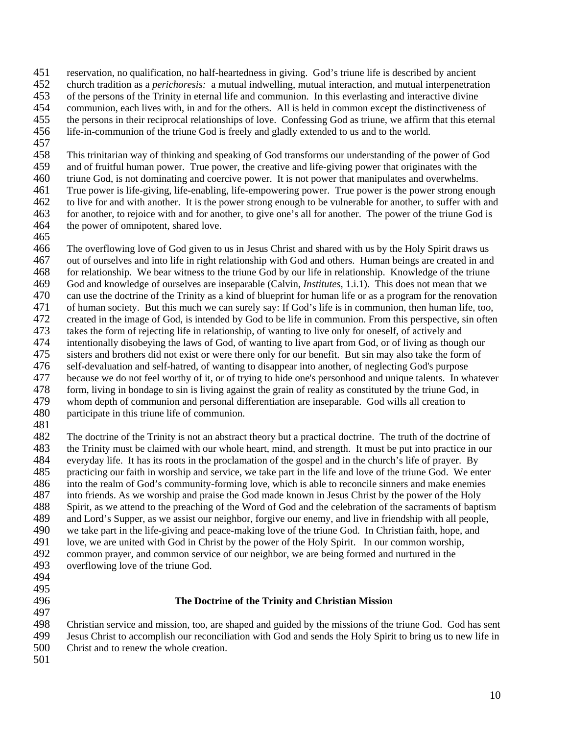reservation, no qualification, no half-heartedness in giving. God's triune life is described by ancient church tradition as a *perichoresis:* a mutual indwelling, mutual interaction, and mutual interpenetration of the persons of the Trinity in eternal life and communion. In this everlasting and interactive divine communion, each lives with, in and for the others. All is held in common except the distinctiveness of the persons in their reciprocal relationships of love. Confessing God as triune, we affirm that this eternal life-in-communion of the triune God is freely and gladly extended to us and to the world.

This trinitarian way of thinking and speaking of God transforms our understanding of the power of God and of fruitful human power. True power, the creative and life-giving power that originates with the triune God, is not dominating and coercive power. It is not power that manipulates and overwhelms. True power is life-giving, life-enabling, life-empowering power. True power is the power strong enough to live for and with another. It is the power strong enough to be vulnerable for another, to suffer with and for another, to rejoice with and for another, to give one's all for another. The power of the triune God is the power of omnipotent, shared love.

The overflowing love of God given to us in Jesus Christ and shared with us by the Holy Spirit draws us out of ourselves and into life in right relationship with God and others. Human beings are created in and for relationship. We bear witness to the triune God by our life in relationship. Knowledge of the triune God and knowledge of ourselves are inseparable (Calvin, *Institutes*, 1.i.1). This does not mean that we can use the doctrine of the Trinity as a kind of blueprint for human life or as a program for the renovation of human society. But this much we can surely say: If God's life is in communion, then human life, too, created in the image of God, is intended by God to be life in communion. From this perspective, sin often takes the form of rejecting life in relationship, of wanting to live only for oneself, of actively and intentionally disobeying the laws of God, of wanting to live apart from God, or of living as though our sisters and brothers did not exist or were there only for our benefit. But sin may also take the form of self-devaluation and self-hatred, of wanting to disappear into another, of neglecting God's purpose because we do not feel worthy of it, or of trying to hide one's personhood and unique talents. In whatever form, living in bondage to sin is living against the grain of reality as constituted by the triune God, in whom depth of communion and personal differentiation are inseparable. God wills all creation to participate in this triune life of communion.

The doctrine of the Trinity is not an abstract theory but a practical doctrine. The truth of the doctrine of the Trinity must be claimed with our whole heart, mind, and strength. It must be put into practice in our everyday life. It has its roots in the proclamation of the gospel and in the church's life of prayer. By practicing our faith in worship and service, we take part in the life and love of the triune God. We enter into the realm of God's community-forming love, which is able to reconcile sinners and make enemies into friends. As we worship and praise the God made known in Jesus Christ by the power of the Holy Spirit, as we attend to the preaching of the Word of God and the celebration of the sacraments of baptism and Lord's Supper, as we assist our neighbor, forgive our enemy, and live in friendship with all people, we take part in the life-giving and peace-making love of the triune God. In Christian faith, hope, and love, we are united with God in Christ by the power of the Holy Spirit. In our common worship, common prayer, and common service of our neighbor, we are being formed and nurtured in the overflowing love of the triune God.

## The Doctrine of the Trinity and Christian Mission

Christian service and mission, too, are shaped and guided by the missions of the triune God. God has sent Jesus Christ to accomplish our reconciliation with God and sends the Holy Spirit to bring us to new life in Christ and to renew the whole creation.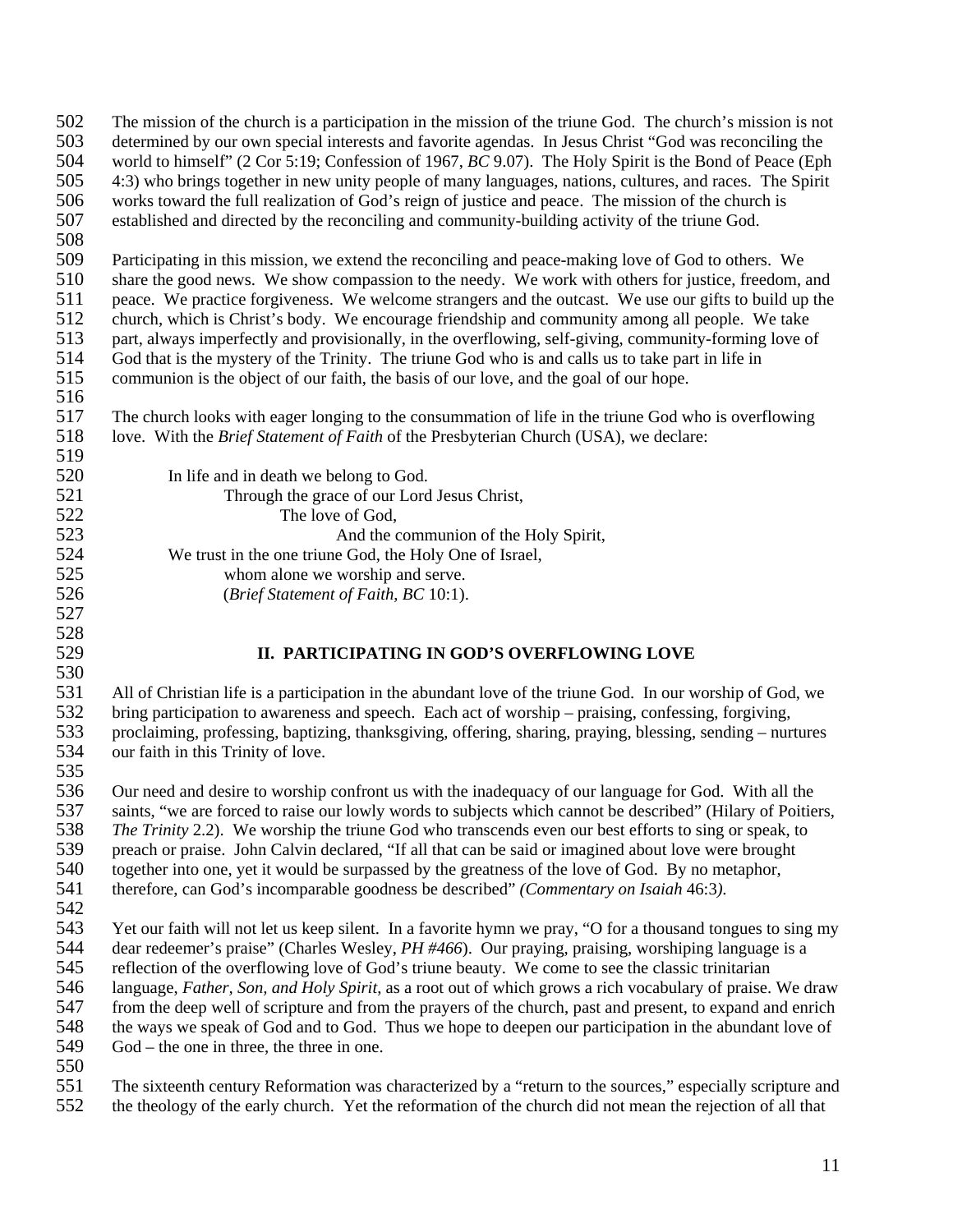The mission of the church is a participation in the mission of the triune God. The church's mission is not determined by our own special interests and favorite agendas. In Jesus Christ "God was reconciling the world to himself" (2 Cor 5:19; Confession of 1967, *BC* 9.07). The Holy Spirit is the Bond of Peace (Eph 4:3) who brings together in new unity people of many languages, nations, cultures, and races. The Spirit works toward the full realization of God's reign of justice and peace. The mission of the church is established and directed by the reconciling and community-building activity of the triune God.

Participating in this mission, we extend the reconciling and peace-making love of God to others. We share the good news. We show compassion to the needy. We work with others for justice, freedom, and peace. We practice forgiveness. We welcome strangers and the outcast. We use our gifts to build up the church, which is Christ's body. We encourage friendship and community among all people. We take part, always imperfectly and provisionally, in the overflowing, self-giving, community-forming love of God that is the mystery of the Trinity. The triune God who is and calls us to take part in life in communion is the object of our faith, the basis of our love, and the goal of our hope.

The church looks with eager longing to the consummation of life in the triune God who is overflowing love. With the *Brief Statement of Faith* of the Presbyterian Church (USA), we declare:

> In life and in death we belong to God.
> Through the grace of our Lord Jesus Christ,
> The love of God,
> And the communion of the Holy Spirit,
> We trust in the one triune God, the Holy One of Israel,
> whom alone we worship and serve.
> (*Brief Statement of Faith*, *BC* 10:1).

## II. PARTICIPATING IN GOD'S OVERFLOWING LOVE

All of Christian life is a participation in the abundant love of the triune God. In our worship of God, we bring participation to awareness and speech. Each act of worship – praising, confessing, forgiving, proclaiming, professing, baptizing, thanksgiving, offering, sharing, praying, blessing, sending – nurtures our faith in this Trinity of love.

Our need and desire to worship confront us with the inadequacy of our language for God. With all the saints, "we are forced to raise our lowly words to subjects which cannot be described" (Hilary of Poitiers, *The Trinity* 2.2). We worship the triune God who transcends even our best efforts to sing or speak, to preach or praise. John Calvin declared, "If all that can be said or imagined about love were brought together into one, yet it would be surpassed by the greatness of the love of God. By no metaphor, therefore, can God's incomparable goodness be described" *(Commentary on Isaiah* 46:3*).*

Yet our faith will not let us keep silent. In a favorite hymn we pray, "O for a thousand tongues to sing my dear redeemer's praise" (Charles Wesley, *PH #466*). Our praying, praising, worshiping language is a reflection of the overflowing love of God's triune beauty. We come to see the classic trinitarian language, *Father, Son, and Holy Spirit*, as a root out of which grows a rich vocabulary of praise. We draw from the deep well of scripture and from the prayers of the church, past and present, to expand and enrich the ways we speak of God and to God. Thus we hope to deepen our participation in the abundant love of God – the one in three, the three in one.

The sixteenth century Reformation was characterized by a "return to the sources," especially scripture and the theology of the early church. Yet the reformation of the church did not mean the rejection of all that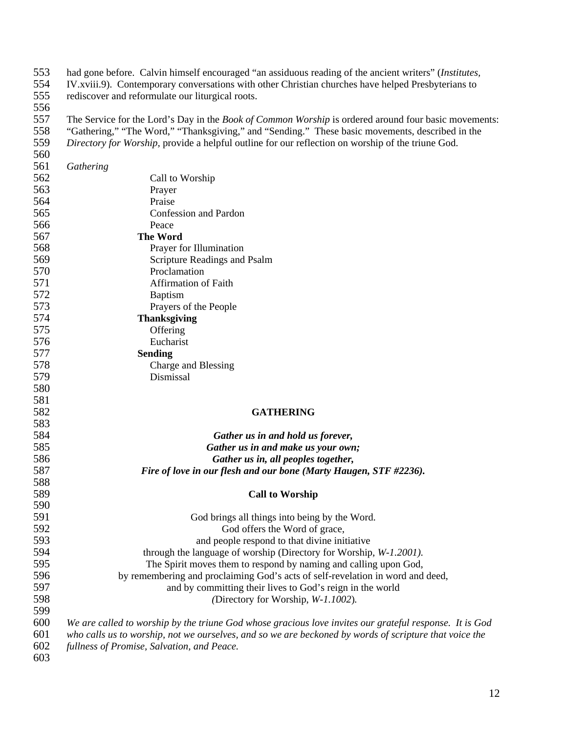had gone before. Calvin himself encouraged "an assiduous reading of the ancient writers" (*Institutes*, IV.xviii.9). Contemporary conversations with other Christian churches have helped Presbyterians to rediscover and reformulate our liturgical roots.

The Service for the Lord's Day in the *Book of Common Worship* is ordered around four basic movements: "Gathering," "The Word," "Thanksgiving," and "Sending." These basic movements, described in the *Directory for Worship*, provide a helpful outline for our reflection on worship of the triune God.

*Gathering*

- Call to Worship
- Prayer
- Praise
- Confession and Pardon
- Peace

**The Word**

- Prayer for Illumination
- Scripture Readings and Psalm
- Proclamation
- Affirmation of Faith
- Baptism
- Prayers of the People

**Thanksgiving**

- Offering
- Eucharist

**Sending**

- Charge and Blessing
- Dismissal

## GATHERING

***Gather us in and hold us forever,***
***Gather us in and make us your own;***
***Gather us in, all peoples together,***
***Fire of love in our flesh and our bone (Marty Haugen, STF #2236).***

### Call to Worship

God brings all things into being by the Word.
God offers the Word of grace,
and people respond to that divine initiative
through the language of worship (Directory for Worship, *W-1.2001)*.
The Spirit moves them to respond by naming and calling upon God,
by remembering and proclaiming God's acts of self-revelation in word and deed,
and by committing their lives to God's reign in the world
*(*Directory for Worship, *W-1.1002*)*.*

*We are called to worship by the triune God whose gracious love invites our grateful response. It is God who calls us to worship, not we ourselves, and so we are beckoned by words of scripture that voice the fullness of Promise, Salvation, and Peace.*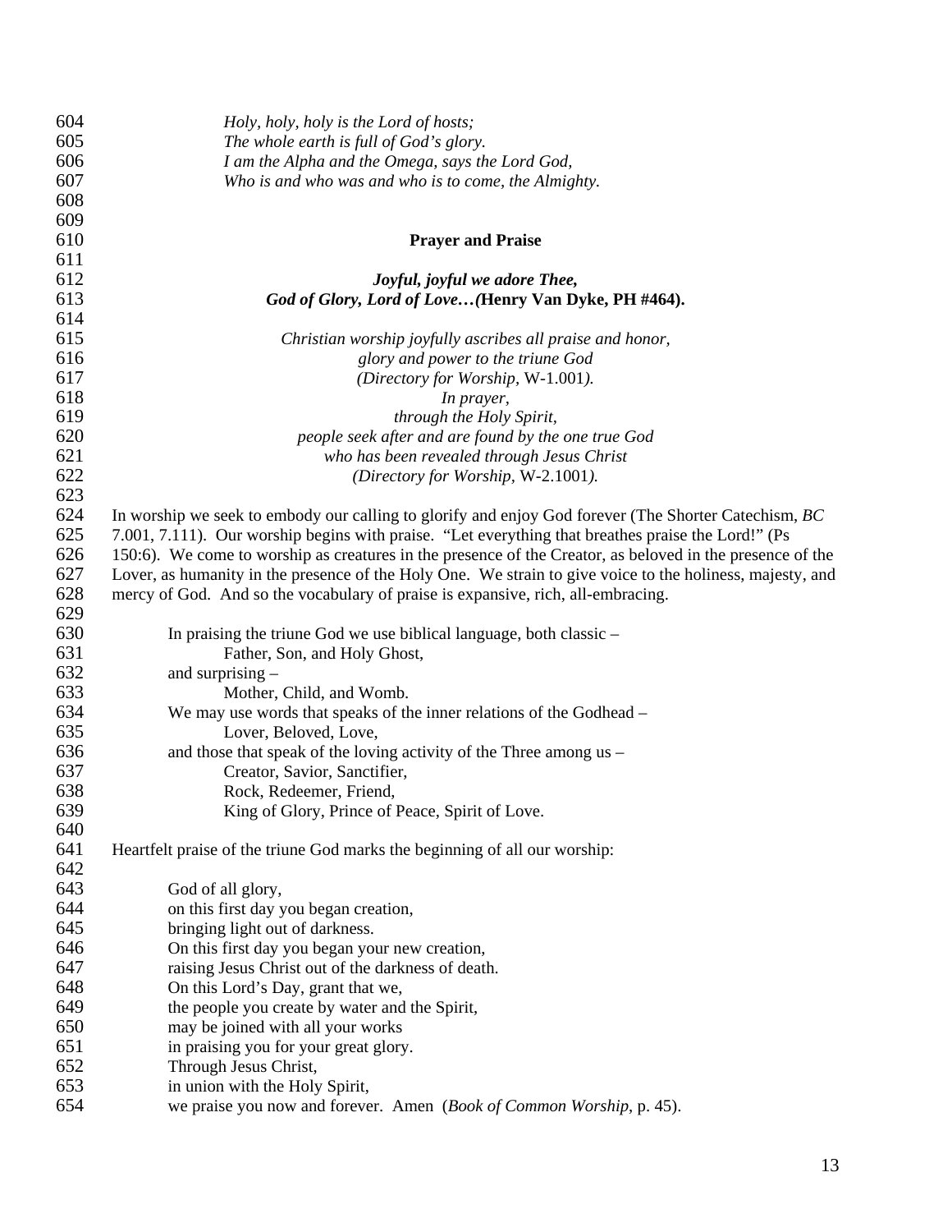*Holy, holy, holy is the Lord of hosts;*
*The whole earth is full of God's glory.*
*I am the Alpha and the Omega, says the Lord God,*
*Who is and who was and who is to come, the Almighty.*

## Prayer and Praise

***Joyful, joyful we adore Thee,***
***God of Glory, Lord of Love…*(Henry Van Dyke, PH #464).**

*Christian worship joyfully ascribes all praise and honor,*
*glory and power to the triune God*
*(Directory for Worship,* W-1.001*).*
*In prayer,*
*through the Holy Spirit,*
*people seek after and are found by the one true God*
*who has been revealed through Jesus Christ*
*(Directory for Worship,* W-2.1001*).*

In worship we seek to embody our calling to glorify and enjoy God forever (The Shorter Catechism, *BC* 7.001, 7.111). Our worship begins with praise. "Let everything that breathes praise the Lord!" (Ps 150:6). We come to worship as creatures in the presence of the Creator, as beloved in the presence of the Lover, as humanity in the presence of the Holy One. We strain to give voice to the holiness, majesty, and mercy of God. And so the vocabulary of praise is expansive, rich, all-embracing.

In praising the triune God we use biblical language, both classic –
Father, Son, and Holy Ghost,
and surprising –
Mother, Child, and Womb.
We may use words that speaks of the inner relations of the Godhead –
Lover, Beloved, Love,
and those that speak of the loving activity of the Three among us –
Creator, Savior, Sanctifier,
Rock, Redeemer, Friend,
King of Glory, Prince of Peace, Spirit of Love.

Heartfelt praise of the triune God marks the beginning of all our worship:

God of all glory,
on this first day you began creation,
bringing light out of darkness.
On this first day you began your new creation,
raising Jesus Christ out of the darkness of death.
On this Lord's Day, grant that we,
the people you create by water and the Spirit,
may be joined with all your works
in praising you for your great glory.
Through Jesus Christ,
in union with the Holy Spirit,
we praise you now and forever. Amen (*Book of Common Worship*, p. 45).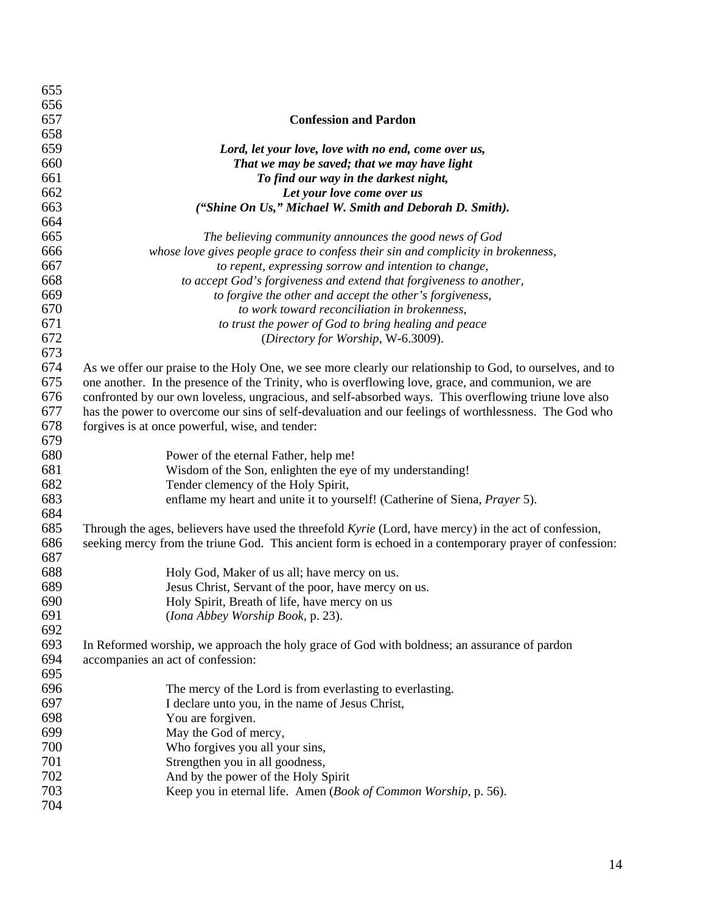## Confession and Pardon

***Lord, let your love, love with no end, come over us,***
***That we may be saved; that we may have light***
***To find our way in the darkest night,***
***Let your love come over us***
***("Shine On Us," Michael W. Smith and Deborah D. Smith).***

*The believing community announces the good news of God*
*whose love gives people grace to confess their sin and complicity in brokenness,*
*to repent, expressing sorrow and intention to change,*
*to accept God's forgiveness and extend that forgiveness to another,*
*to forgive the other and accept the other's forgiveness,*
*to work toward reconciliation in brokenness,*
*to trust the power of God to bring healing and peace*
(*Directory for Worship*, W-6.3009).

As we offer our praise to the Holy One, we see more clearly our relationship to God, to ourselves, and to one another. In the presence of the Trinity, who is overflowing love, grace, and communion, we are confronted by our own loveless, ungracious, and self-absorbed ways. This overflowing triune love also has the power to overcome our sins of self-devaluation and our feelings of worthlessness. The God who forgives is at once powerful, wise, and tender:

> Power of the eternal Father, help me!
> Wisdom of the Son, enlighten the eye of my understanding!
> Tender clemency of the Holy Spirit,
> enflame my heart and unite it to yourself! (Catherine of Siena, *Prayer* 5).

Through the ages, believers have used the threefold *Kyrie* (Lord, have mercy) in the act of confession, seeking mercy from the triune God. This ancient form is echoed in a contemporary prayer of confession:

> Holy God, Maker of us all; have mercy on us.
> Jesus Christ, Servant of the poor, have mercy on us.
> Holy Spirit, Breath of life, have mercy on us
> (*Iona Abbey Worship Book*, p. 23).

In Reformed worship, we approach the holy grace of God with boldness; an assurance of pardon accompanies an act of confession:

> The mercy of the Lord is from everlasting to everlasting.
> I declare unto you, in the name of Jesus Christ,
> You are forgiven.
> May the God of mercy,
> Who forgives you all your sins,
> Strengthen you in all goodness,
> And by the power of the Holy Spirit
> Keep you in eternal life. Amen (*Book of Common Worship*, p. 56).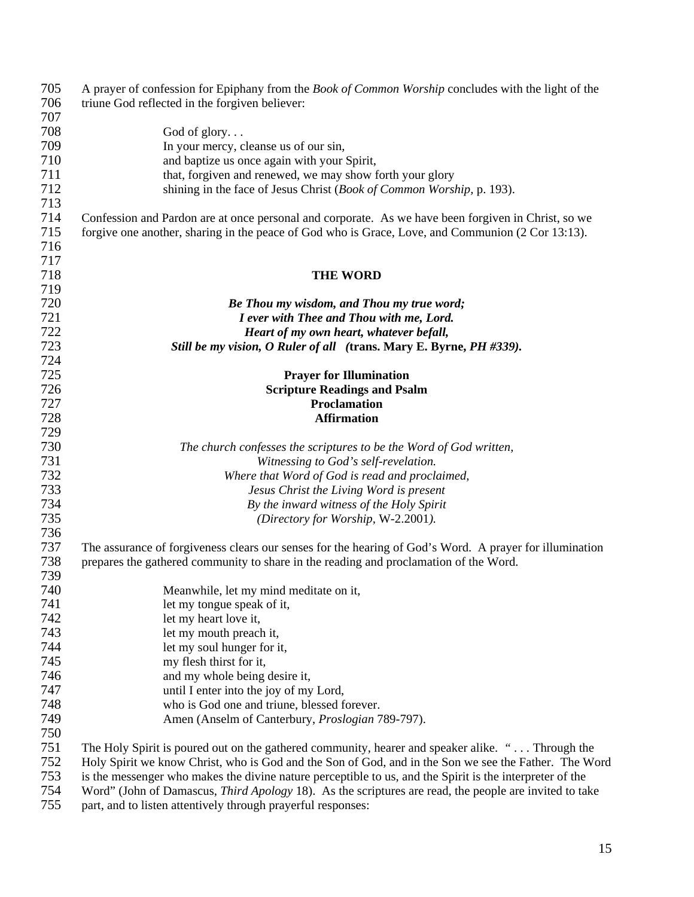A prayer of confession for Epiphany from the *Book of Common Worship* concludes with the light of the triune God reflected in the forgiven believer:

> God of glory. . .
> In your mercy, cleanse us of our sin,
> and baptize us once again with your Spirit,
> that, forgiven and renewed, we may show forth your glory
> shining in the face of Jesus Christ (*Book of Common Worship,* p. 193).

Confession and Pardon are at once personal and corporate. As we have been forgiven in Christ, so we forgive one another, sharing in the peace of God who is Grace, Love, and Communion (2 Cor 13:13).

## THE WORD

***Be Thou my wisdom, and Thou my true word;***
***I ever with Thee and Thou with me, Lord.***
***Heart of my own heart, whatever befall,***
***Still be my vision, O Ruler of all*** **(trans. Mary E. Byrne, *PH #339).***

**Prayer for Illumination**
**Scripture Readings and Psalm**
**Proclamation**
**Affirmation**

*The church confesses the scriptures to be the Word of God written,*
*Witnessing to God's self-revelation.*
*Where that Word of God is read and proclaimed,*
*Jesus Christ the Living Word is present*
*By the inward witness of the Holy Spirit*
*(Directory for Worship,* W-2.2001*).*

The assurance of forgiveness clears our senses for the hearing of God's Word. A prayer for illumination prepares the gathered community to share in the reading and proclamation of the Word.

> Meanwhile, let my mind meditate on it,
> let my tongue speak of it,
> let my heart love it,
> let my mouth preach it,
> let my soul hunger for it,
> my flesh thirst for it,
> and my whole being desire it,
> until I enter into the joy of my Lord,
> who is God one and triune, blessed forever.
> Amen (Anselm of Canterbury, *Proslogian* 789-797).

The Holy Spirit is poured out on the gathered community, hearer and speaker alike. " . . . Through the Holy Spirit we know Christ, who is God and the Son of God, and in the Son we see the Father. The Word is the messenger who makes the divine nature perceptible to us, and the Spirit is the interpreter of the Word" (John of Damascus, *Third Apology* 18). As the scriptures are read, the people are invited to take part, and to listen attentively through prayerful responses: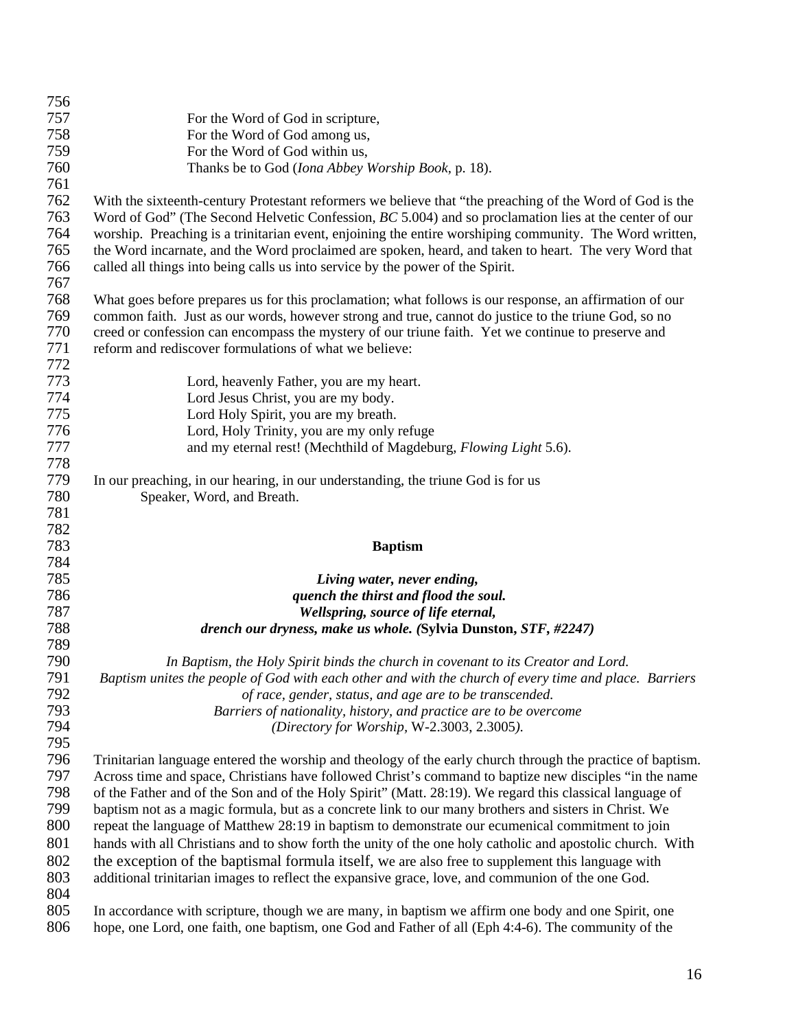For the Word of God in scripture,
For the Word of God among us,
For the Word of God within us,
Thanks be to God (*Iona Abbey Worship Book*, p. 18).

With the sixteenth-century Protestant reformers we believe that "the preaching of the Word of God is the Word of God" (The Second Helvetic Confession, *BC* 5.004) and so proclamation lies at the center of our worship. Preaching is a trinitarian event, enjoining the entire worshiping community. The Word written, the Word incarnate, and the Word proclaimed are spoken, heard, and taken to heart. The very Word that called all things into being calls us into service by the power of the Spirit.

What goes before prepares us for this proclamation; what follows is our response, an affirmation of our common faith. Just as our words, however strong and true, cannot do justice to the triune God, so no creed or confession can encompass the mystery of our triune faith. Yet we continue to preserve and reform and rediscover formulations of what we believe:

Lord, heavenly Father, you are my heart.
Lord Jesus Christ, you are my body.
Lord Holy Spirit, you are my breath.
Lord, Holy Trinity, you are my only refuge
and my eternal rest! (Mechthild of Magdeburg, *Flowing Light* 5.6).

In our preaching, in our hearing, in our understanding, the triune God is for us
Speaker, Word, and Breath.

## Baptism

***Living water, never ending,***
***quench the thirst and flood the soul.***
***Wellspring, source of life eternal,***
***drench our dryness, make us whole. (*****Sylvia Dunston, *STF, #2247)***

*In Baptism, the Holy Spirit binds the church in covenant to its Creator and Lord.*
*Baptism unites the people of God with each other and with the church of every time and place. Barriers of race, gender, status, and age are to be transcended.*
*Barriers of nationality, history, and practice are to be overcome*
*(Directory for Worship,* W-2.3003, 2.3005*).*

Trinitarian language entered the worship and theology of the early church through the practice of baptism. Across time and space, Christians have followed Christ's command to baptize new disciples "in the name of the Father and of the Son and of the Holy Spirit" (Matt. 28:19). We regard this classical language of baptism not as a magic formula, but as a concrete link to our many brothers and sisters in Christ. We repeat the language of Matthew 28:19 in baptism to demonstrate our ecumenical commitment to join hands with all Christians and to show forth the unity of the one holy catholic and apostolic church. With the exception of the baptismal formula itself, we are also free to supplement this language with additional trinitarian images to reflect the expansive grace, love, and communion of the one God.

In accordance with scripture, though we are many, in baptism we affirm one body and one Spirit, one hope, one Lord, one faith, one baptism, one God and Father of all (Eph 4:4-6). The community of the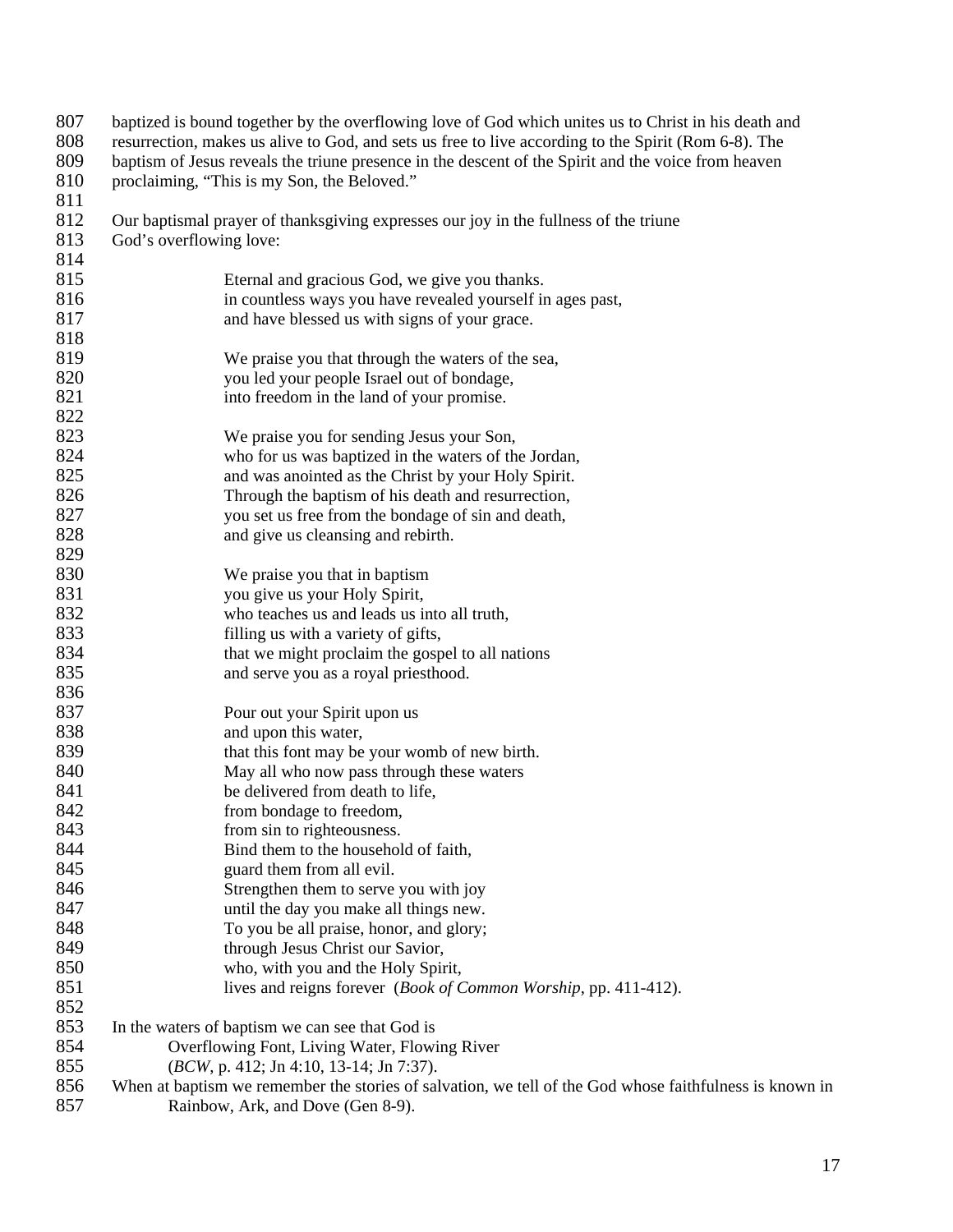baptized is bound together by the overflowing love of God which unites us to Christ in his death and resurrection, makes us alive to God, and sets us free to live according to the Spirit (Rom 6-8). The baptism of Jesus reveals the triune presence in the descent of the Spirit and the voice from heaven proclaiming, "This is my Son, the Beloved."

Our baptismal prayer of thanksgiving expresses our joy in the fullness of the triune God's overflowing love:

> Eternal and gracious God, we give you thanks.
> in countless ways you have revealed yourself in ages past,
> and have blessed us with signs of your grace.
>
> We praise you that through the waters of the sea,
> you led your people Israel out of bondage,
> into freedom in the land of your promise.
>
> We praise you for sending Jesus your Son,
> who for us was baptized in the waters of the Jordan,
> and was anointed as the Christ by your Holy Spirit.
> Through the baptism of his death and resurrection,
> you set us free from the bondage of sin and death,
> and give us cleansing and rebirth.
>
> We praise you that in baptism
> you give us your Holy Spirit,
> who teaches us and leads us into all truth,
> filling us with a variety of gifts,
> that we might proclaim the gospel to all nations
> and serve you as a royal priesthood.
>
> Pour out your Spirit upon us
> and upon this water,
> that this font may be your womb of new birth.
> May all who now pass through these waters
> be delivered from death to life,
> from bondage to freedom,
> from sin to righteousness.
> Bind them to the household of faith,
> guard them from all evil.
> Strengthen them to serve you with joy
> until the day you make all things new.
> To you be all praise, honor, and glory;
> through Jesus Christ our Savior,
> who, with you and the Holy Spirit,
> lives and reigns forever (*Book of Common Worship*, pp. 411-412).

In the waters of baptism we can see that God is
Overflowing Font, Living Water, Flowing River
(*BCW*, p. 412; Jn 4:10, 13-14; Jn 7:37).
When at baptism we remember the stories of salvation, we tell of the God whose faithfulness is known in
Rainbow, Ark, and Dove (Gen 8-9).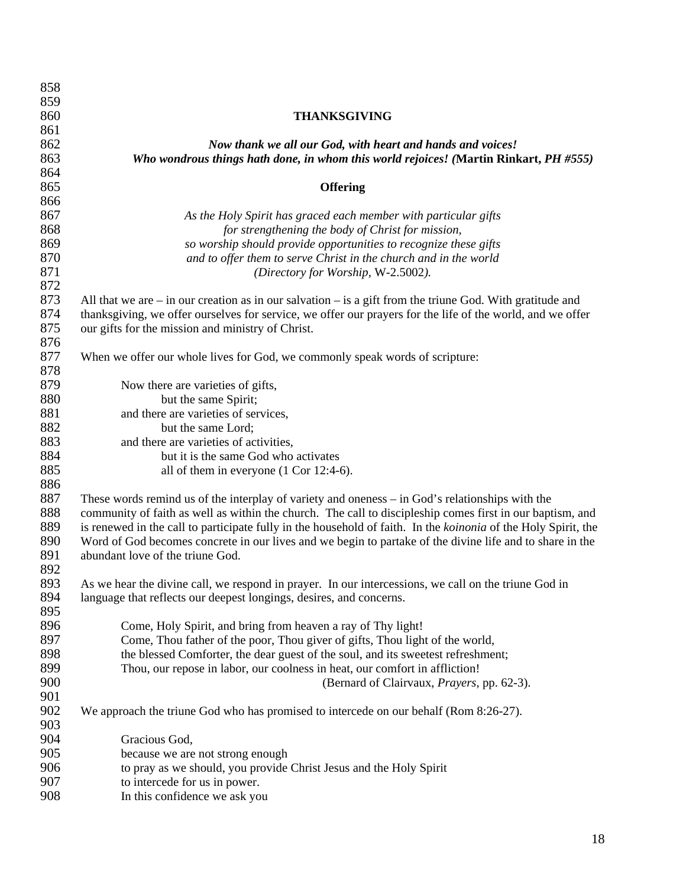## THANKSGIVING

***Now thank we all our God, with heart and hands and voices!***
***Who wondrous things hath done, in whom this world rejoices! (*****Martin Rinkart,** ***PH #555)***

### Offering

*As the Holy Spirit has graced each member with particular gifts*
*for strengthening the body of Christ for mission,*
*so worship should provide opportunities to recognize these gifts*
*and to offer them to serve Christ in the church and in the world*
*(Directory for Worship,* W-2.5002*).*

All that we are – in our creation as in our salvation – is a gift from the triune God. With gratitude and thanksgiving, we offer ourselves for service, we offer our prayers for the life of the world, and we offer our gifts for the mission and ministry of Christ.

When we offer our whole lives for God, we commonly speak words of scripture:

> Now there are varieties of gifts,
> &nbsp;&nbsp;&nbsp;&nbsp;but the same Spirit;
> and there are varieties of services,
> &nbsp;&nbsp;&nbsp;&nbsp;but the same Lord;
> and there are varieties of activities,
> &nbsp;&nbsp;&nbsp;&nbsp;but it is the same God who activates
> &nbsp;&nbsp;&nbsp;&nbsp;all of them in everyone (1 Cor 12:4-6).

These words remind us of the interplay of variety and oneness – in God's relationships with the community of faith as well as within the church. The call to discipleship comes first in our baptism, and is renewed in the call to participate fully in the household of faith. In the *koinonia* of the Holy Spirit, the Word of God becomes concrete in our lives and we begin to partake of the divine life and to share in the abundant love of the triune God.

As we hear the divine call, we respond in prayer. In our intercessions, we call on the triune God in language that reflects our deepest longings, desires, and concerns.

> Come, Holy Spirit, and bring from heaven a ray of Thy light!
> Come, Thou father of the poor, Thou giver of gifts, Thou light of the world,
> the blessed Comforter, the dear guest of the soul, and its sweetest refreshment;
> Thou, our repose in labor, our coolness in heat, our comfort in affliction!
> (Bernard of Clairvaux, *Prayers*, pp. 62-3).

We approach the triune God who has promised to intercede on our behalf (Rom 8:26-27).

> Gracious God,
> because we are not strong enough
> to pray as we should, you provide Christ Jesus and the Holy Spirit
> to intercede for us in power.
> In this confidence we ask you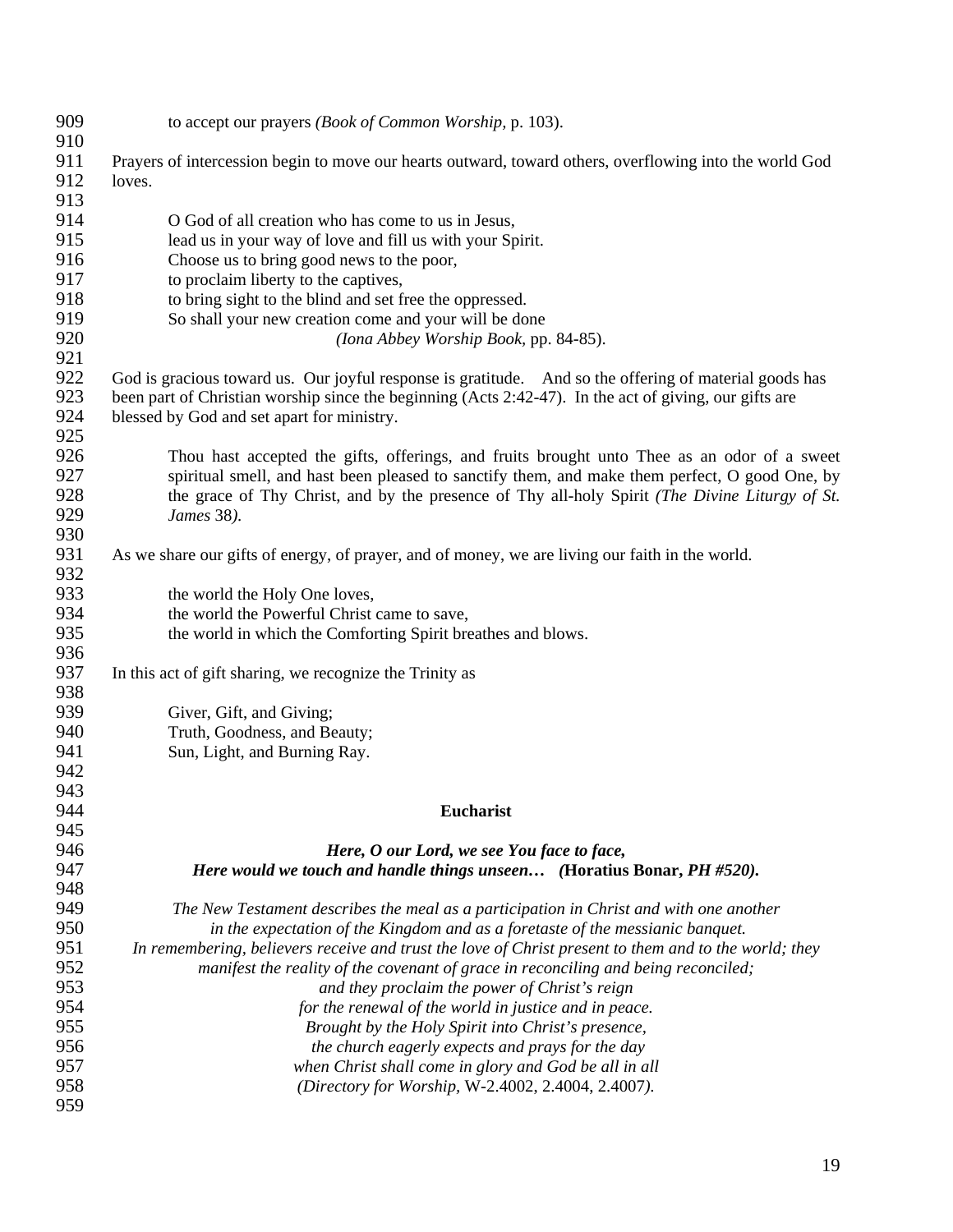to accept our prayers *(Book of Common Worship*, p. 103).

Prayers of intercession begin to move our hearts outward, toward others, overflowing into the world God loves.

> O God of all creation who has come to us in Jesus,
> lead us in your way of love and fill us with your Spirit.
> Choose us to bring good news to the poor,
> to proclaim liberty to the captives,
> to bring sight to the blind and set free the oppressed.
> So shall your new creation come and your will be done
> *(Iona Abbey Worship Book*, pp. 84-85).

God is gracious toward us. Our joyful response is gratitude. And so the offering of material goods has been part of Christian worship since the beginning (Acts 2:42-47). In the act of giving, our gifts are blessed by God and set apart for ministry.

> Thou hast accepted the gifts, offerings, and fruits brought unto Thee as an odor of a sweet spiritual smell, and hast been pleased to sanctify them, and make them perfect, O good One, by the grace of Thy Christ, and by the presence of Thy all-holy Spirit *(The Divine Liturgy of St. James* 38*).*

As we share our gifts of energy, of prayer, and of money, we are living our faith in the world.

> the world the Holy One loves,
> the world the Powerful Christ came to save,
> the world in which the Comforting Spirit breathes and blows.

In this act of gift sharing, we recognize the Trinity as

> Giver, Gift, and Giving;
> Truth, Goodness, and Beauty;
> Sun, Light, and Burning Ray.

## Eucharist

***Here, O our Lord, we see You face to face,***
***Here would we touch and handle things unseen… (*Horatius Bonar, *PH #520).***

*The New Testament describes the meal as a participation in Christ and with one another*
*in the expectation of the Kingdom and as a foretaste of the messianic banquet.*
*In remembering, believers receive and trust the love of Christ present to them and to the world; they*
*manifest the reality of the covenant of grace in reconciling and being reconciled;*
*and they proclaim the power of Christ's reign*
*for the renewal of the world in justice and in peace.*
*Brought by the Holy Spirit into Christ's presence,*
*the church eagerly expects and prays for the day*
*when Christ shall come in glory and God be all in all*
*(Directory for Worship*, W-2.4002, 2.4004, 2.4007*).*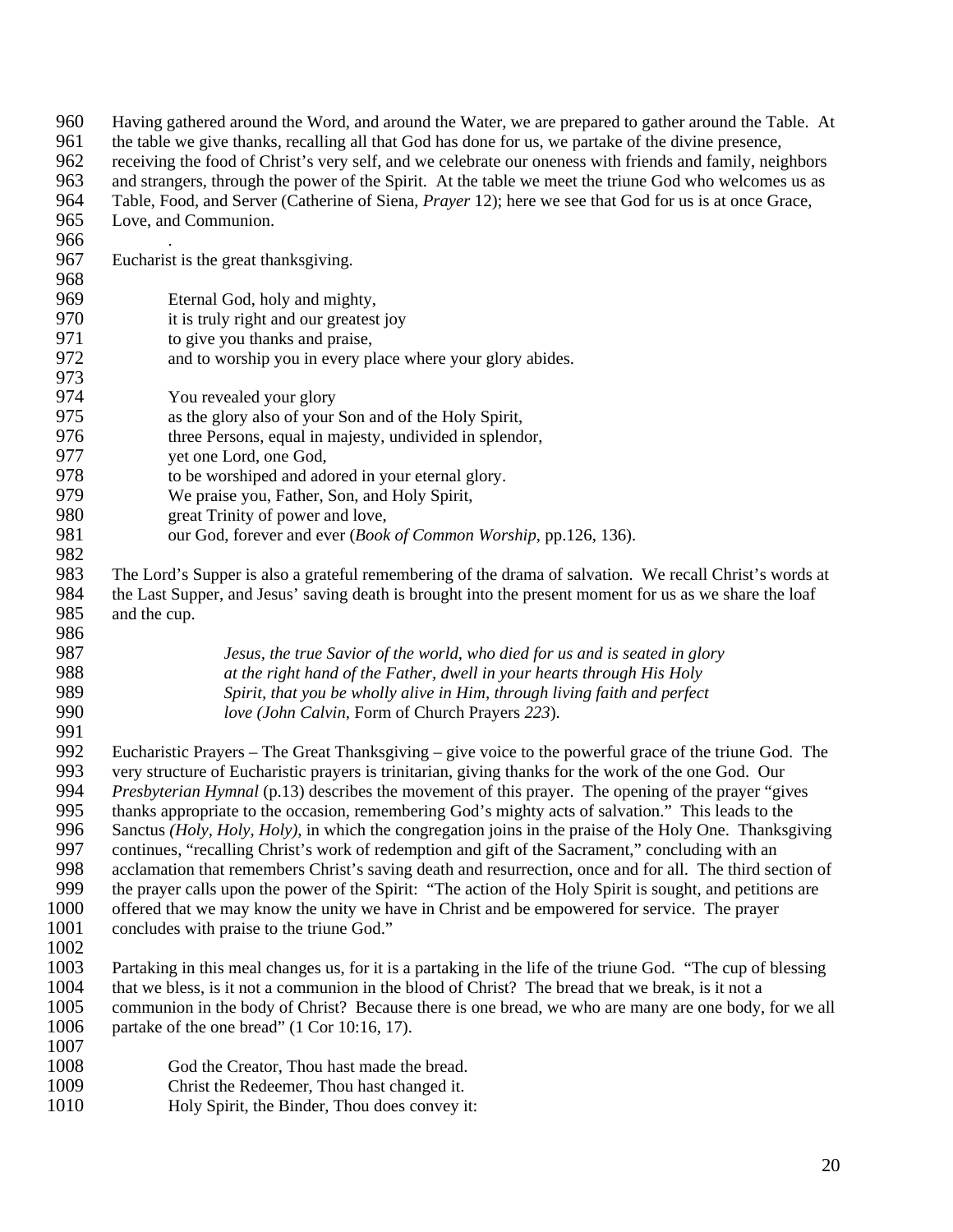Having gathered around the Word, and around the Water, we are prepared to gather around the Table. At the table we give thanks, recalling all that God has done for us, we partake of the divine presence, receiving the food of Christ's very self, and we celebrate our oneness with friends and family, neighbors and strangers, through the power of the Spirit. At the table we meet the triune God who welcomes us as Table, Food, and Server (Catherine of Siena, *Prayer* 12); here we see that God for us is at once Grace, Love, and Communion.

.

Eucharist is the great thanksgiving.

> Eternal God, holy and mighty,
> it is truly right and our greatest joy
> to give you thanks and praise,
> and to worship you in every place where your glory abides.
>
> You revealed your glory
> as the glory also of your Son and of the Holy Spirit,
> three Persons, equal in majesty, undivided in splendor,
> yet one Lord, one God,
> to be worshiped and adored in your eternal glory.
> We praise you, Father, Son, and Holy Spirit,
> great Trinity of power and love,
> our God, forever and ever (*Book of Common Worship*, pp.126, 136).

The Lord's Supper is also a grateful remembering of the drama of salvation. We recall Christ's words at the Last Supper, and Jesus' saving death is brought into the present moment for us as we share the loaf and the cup.

> *Jesus, the true Savior of the world, who died for us and is seated in glory at the right hand of the Father, dwell in your hearts through His Holy Spirit, that you be wholly alive in Him, through living faith and perfect love (John Calvin,* Form of Church Prayers *223*).

Eucharistic Prayers – The Great Thanksgiving – give voice to the powerful grace of the triune God. The very structure of Eucharistic prayers is trinitarian, giving thanks for the work of the one God. Our *Presbyterian Hymnal* (p.13) describes the movement of this prayer. The opening of the prayer "gives thanks appropriate to the occasion, remembering God's mighty acts of salvation." This leads to the Sanctus *(Holy, Holy, Holy)*, in which the congregation joins in the praise of the Holy One. Thanksgiving continues, "recalling Christ's work of redemption and gift of the Sacrament," concluding with an acclamation that remembers Christ's saving death and resurrection, once and for all. The third section of the prayer calls upon the power of the Spirit: "The action of the Holy Spirit is sought, and petitions are offered that we may know the unity we have in Christ and be empowered for service. The prayer concludes with praise to the triune God."

Partaking in this meal changes us, for it is a partaking in the life of the triune God. "The cup of blessing that we bless, is it not a communion in the blood of Christ? The bread that we break, is it not a communion in the body of Christ? Because there is one bread, we who are many are one body, for we all partake of the one bread" (1 Cor 10:16, 17).

> God the Creator, Thou hast made the bread.
> Christ the Redeemer, Thou hast changed it.
> Holy Spirit, the Binder, Thou does convey it: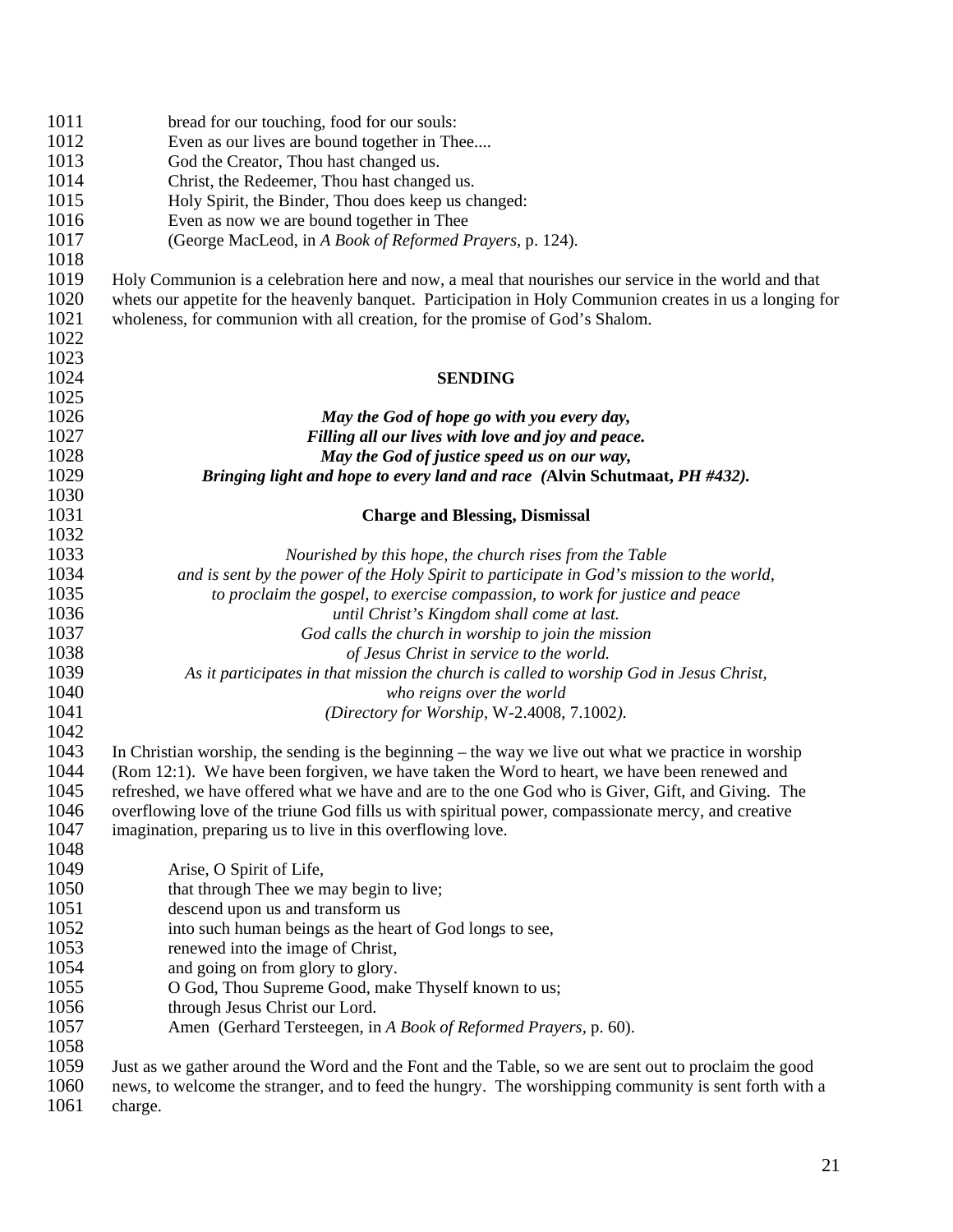bread for our touching, food for our souls:
Even as our lives are bound together in Thee....
God the Creator, Thou hast changed us.
Christ, the Redeemer, Thou hast changed us.
Holy Spirit, the Binder, Thou does keep us changed:
Even as now we are bound together in Thee
(George MacLeod, in *A Book of Reformed Prayers*, p. 124).

Holy Communion is a celebration here and now, a meal that nourishes our service in the world and that whets our appetite for the heavenly banquet. Participation in Holy Communion creates in us a longing for wholeness, for communion with all creation, for the promise of God's Shalom.

## SENDING

***May the God of hope go with you every day,***
***Filling all our lives with love and joy and peace.***
***May the God of justice speed us on our way,***
***Bringing light and hope to every land and race* (Alvin Schutmaat, *PH #432*).**

### Charge and Blessing, Dismissal

*Nourished by this hope, the church rises from the Table*
*and is sent by the power of the Holy Spirit to participate in God's mission to the world,*
*to proclaim the gospel, to exercise compassion, to work for justice and peace*
*until Christ's Kingdom shall come at last.*
*God calls the church in worship to join the mission*
*of Jesus Christ in service to the world.*
*As it participates in that mission the church is called to worship God in Jesus Christ,*
*who reigns over the world*
*(Directory for Worship,* W-2.4008, 7.1002*).*

In Christian worship, the sending is the beginning – the way we live out what we practice in worship (Rom 12:1). We have been forgiven, we have taken the Word to heart, we have been renewed and refreshed, we have offered what we have and are to the one God who is Giver, Gift, and Giving. The overflowing love of the triune God fills us with spiritual power, compassionate mercy, and creative imagination, preparing us to live in this overflowing love.

Arise, O Spirit of Life,
that through Thee we may begin to live;
descend upon us and transform us
into such human beings as the heart of God longs to see,
renewed into the image of Christ,
and going on from glory to glory.
O God, Thou Supreme Good, make Thyself known to us;
through Jesus Christ our Lord.
Amen (Gerhard Tersteegen, in *A Book of Reformed Prayers*, p. 60).

Just as we gather around the Word and the Font and the Table, so we are sent out to proclaim the good news, to welcome the stranger, and to feed the hungry. The worshipping community is sent forth with a charge.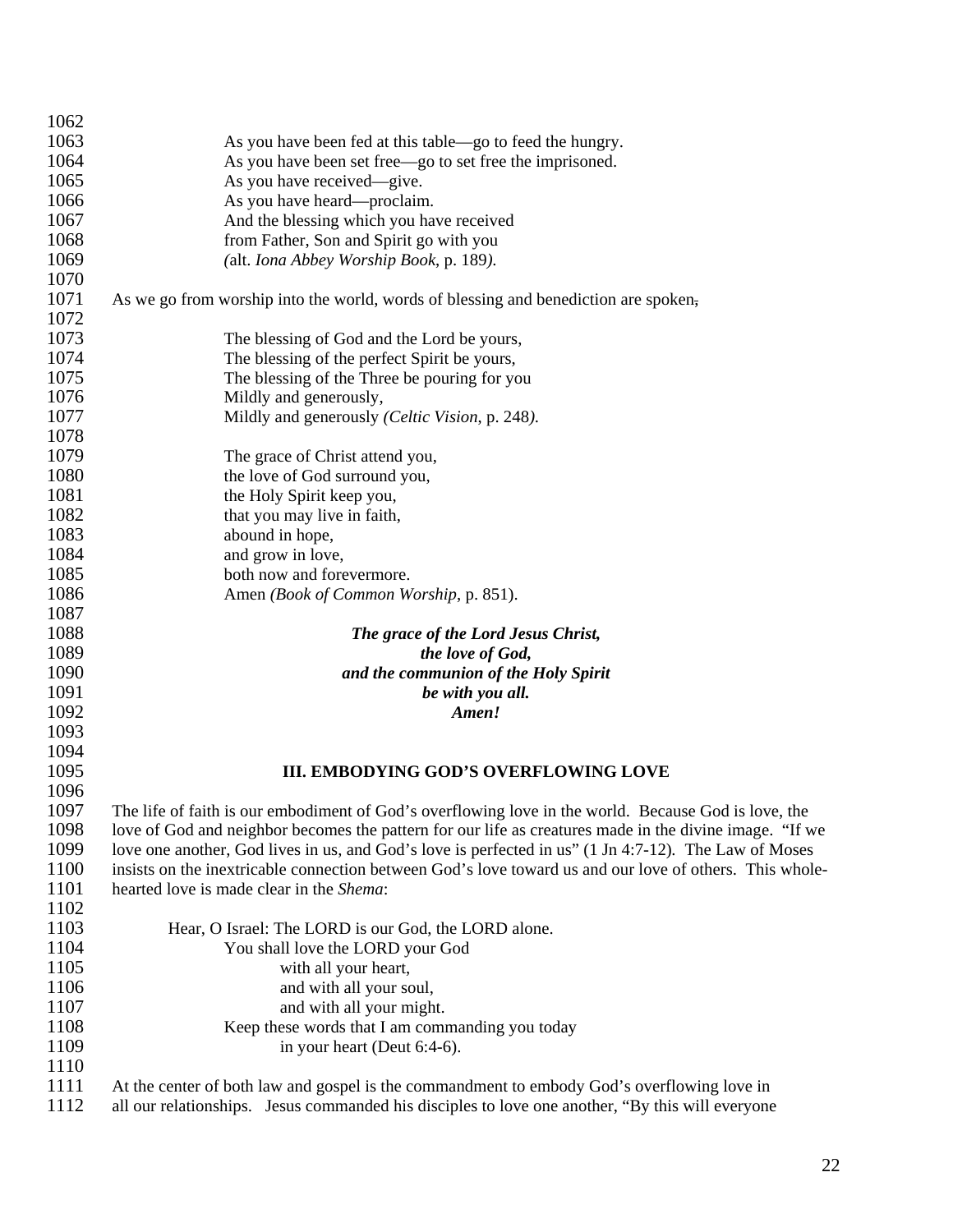As you have been fed at this table—go to feed the hungry.
As you have been set free—go to set free the imprisoned.
As you have received—give.
As you have heard—proclaim.
And the blessing which you have received
from Father, Son and Spirit go with you
(alt. *Iona Abbey Worship Book*, p. 189).

As we go from worship into the world, words of blessing and benediction are spoken,

The blessing of God and the Lord be yours,
The blessing of the perfect Spirit be yours,
The blessing of the Three be pouring for you
Mildly and generously,
Mildly and generously *(Celtic Vision*, p. 248*).*

The grace of Christ attend you,
the love of God surround you,
the Holy Spirit keep you,
that you may live in faith,
abound in hope,
and grow in love,
both now and forevermore.
Amen *(Book of Common Worship*, p. 851).

***The grace of the Lord Jesus Christ,***
***the love of God,***
***and the communion of the Holy Spirit***
***be with you all.***
***Amen!***

## III. EMBODYING GOD'S OVERFLOWING LOVE

The life of faith is our embodiment of God's overflowing love in the world. Because God is love, the love of God and neighbor becomes the pattern for our life as creatures made in the divine image. "If we love one another, God lives in us, and God's love is perfected in us" (1 Jn 4:7-12). The Law of Moses insists on the inextricable connection between God's love toward us and our love of others. This whole-hearted love is made clear in the *Shema*:

Hear, O Israel: The LORD is our God, the LORD alone.
You shall love the LORD your God
with all your heart,
and with all your soul,
and with all your might.
Keep these words that I am commanding you today
in your heart (Deut 6:4-6).

At the center of both law and gospel is the commandment to embody God's overflowing love in all our relationships. Jesus commanded his disciples to love one another, "By this will everyone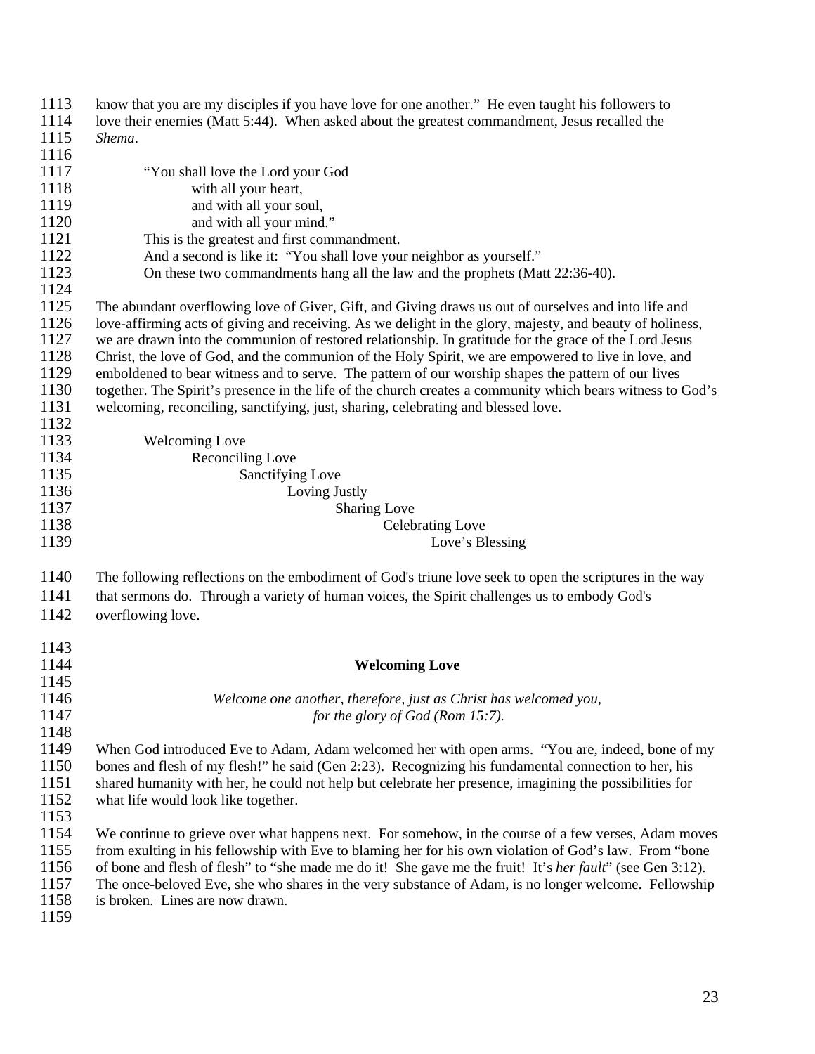know that you are my disciples if you have love for one another." He even taught his followers to love their enemies (Matt 5:44). When asked about the greatest commandment, Jesus recalled the *Shema*.

> "You shall love the Lord your God
> with all your heart,
> and with all your soul,
> and with all your mind."
> This is the greatest and first commandment.
> And a second is like it: "You shall love your neighbor as yourself."
> On these two commandments hang all the law and the prophets (Matt 22:36-40).

The abundant overflowing love of Giver, Gift, and Giving draws us out of ourselves and into life and love-affirming acts of giving and receiving. As we delight in the glory, majesty, and beauty of holiness, we are drawn into the communion of restored relationship. In gratitude for the grace of the Lord Jesus Christ, the love of God, and the communion of the Holy Spirit, we are empowered to live in love, and emboldened to bear witness and to serve. The pattern of our worship shapes the pattern of our lives together. The Spirit's presence in the life of the church creates a community which bears witness to God's welcoming, reconciling, sanctifying, just, sharing, celebrating and blessed love.

Welcoming Love
Reconciling Love
Sanctifying Love
Loving Justly
Sharing Love
Celebrating Love
Love's Blessing

The following reflections on the embodiment of God's triune love seek to open the scriptures in the way that sermons do. Through a variety of human voices, the Spirit challenges us to embody God's overflowing love.

## Welcoming Love

*Welcome one another, therefore, just as Christ has welcomed you,*
*for the glory of God (Rom 15:7).*

When God introduced Eve to Adam, Adam welcomed her with open arms. "You are, indeed, bone of my bones and flesh of my flesh!" he said (Gen 2:23). Recognizing his fundamental connection to her, his shared humanity with her, he could not help but celebrate her presence, imagining the possibilities for what life would look like together.

We continue to grieve over what happens next. For somehow, in the course of a few verses, Adam moves from exulting in his fellowship with Eve to blaming her for his own violation of God's law. From "bone of bone and flesh of flesh" to "she made me do it! She gave me the fruit! It's *her fault*" (see Gen 3:12). The once-beloved Eve, she who shares in the very substance of Adam, is no longer welcome. Fellowship is broken. Lines are now drawn.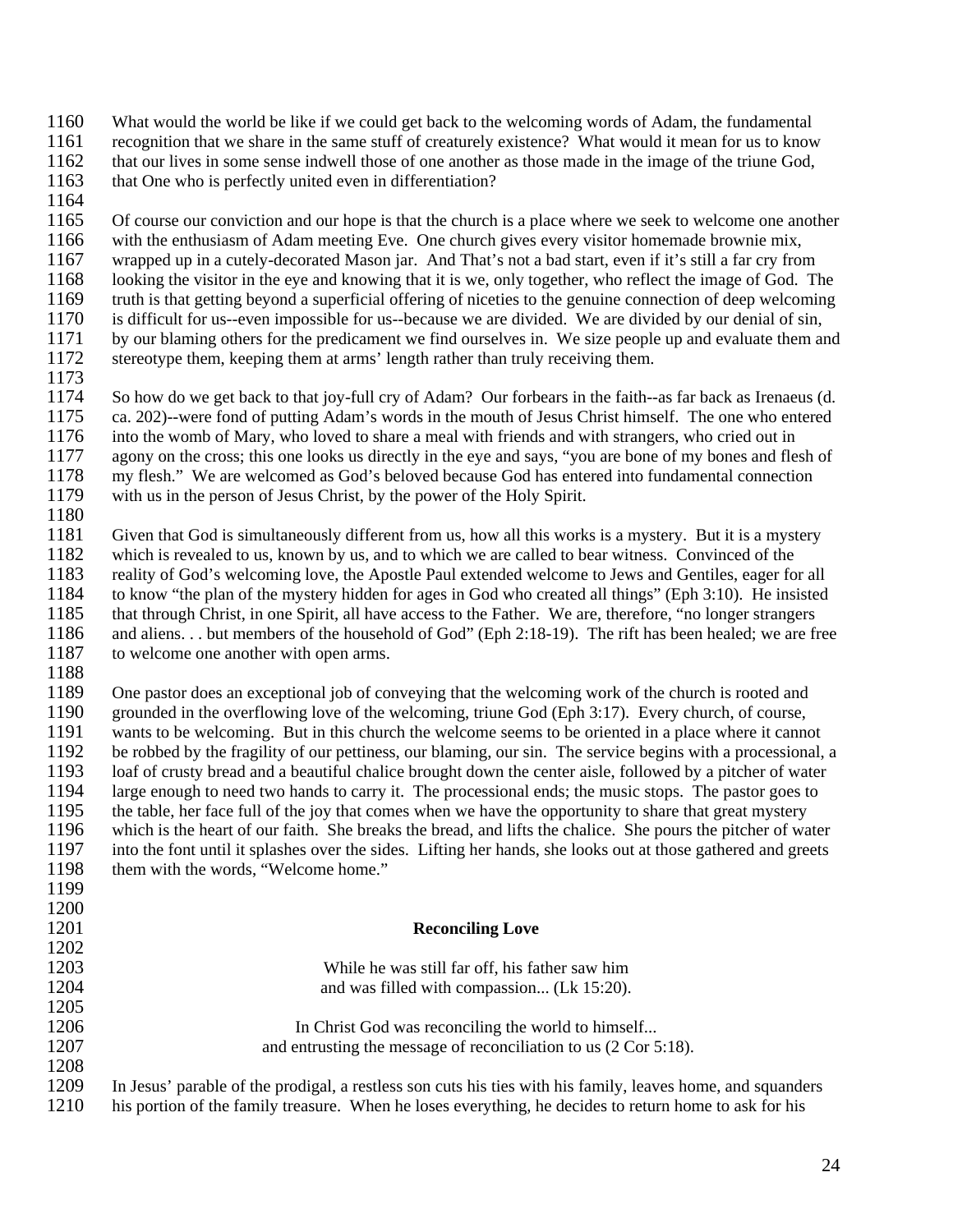What would the world be like if we could get back to the welcoming words of Adam, the fundamental recognition that we share in the same stuff of creaturely existence? What would it mean for us to know that our lives in some sense indwell those of one another as those made in the image of the triune God, that One who is perfectly united even in differentiation?

Of course our conviction and our hope is that the church is a place where we seek to welcome one another with the enthusiasm of Adam meeting Eve. One church gives every visitor homemade brownie mix, wrapped up in a cutely-decorated Mason jar. And That's not a bad start, even if it's still a far cry from looking the visitor in the eye and knowing that it is we, only together, who reflect the image of God. The truth is that getting beyond a superficial offering of niceties to the genuine connection of deep welcoming is difficult for us--even impossible for us--because we are divided. We are divided by our denial of sin, by our blaming others for the predicament we find ourselves in. We size people up and evaluate them and stereotype them, keeping them at arms' length rather than truly receiving them.

So how do we get back to that joy-full cry of Adam? Our forbears in the faith--as far back as Irenaeus (d. ca. 202)--were fond of putting Adam's words in the mouth of Jesus Christ himself. The one who entered into the womb of Mary, who loved to share a meal with friends and with strangers, who cried out in agony on the cross; this one looks us directly in the eye and says, "you are bone of my bones and flesh of my flesh." We are welcomed as God's beloved because God has entered into fundamental connection with us in the person of Jesus Christ, by the power of the Holy Spirit.

Given that God is simultaneously different from us, how all this works is a mystery. But it is a mystery which is revealed to us, known by us, and to which we are called to bear witness. Convinced of the reality of God's welcoming love, the Apostle Paul extended welcome to Jews and Gentiles, eager for all to know "the plan of the mystery hidden for ages in God who created all things" (Eph 3:10). He insisted that through Christ, in one Spirit, all have access to the Father. We are, therefore, "no longer strangers and aliens. . . but members of the household of God" (Eph 2:18-19). The rift has been healed; we are free to welcome one another with open arms.

One pastor does an exceptional job of conveying that the welcoming work of the church is rooted and grounded in the overflowing love of the welcoming, triune God (Eph 3:17). Every church, of course, wants to be welcoming. But in this church the welcome seems to be oriented in a place where it cannot be robbed by the fragility of our pettiness, our blaming, our sin. The service begins with a processional, a loaf of crusty bread and a beautiful chalice brought down the center aisle, followed by a pitcher of water large enough to need two hands to carry it. The processional ends; the music stops. The pastor goes to the table, her face full of the joy that comes when we have the opportunity to share that great mystery which is the heart of our faith. She breaks the bread, and lifts the chalice. She pours the pitcher of water into the font until it splashes over the sides. Lifting her hands, she looks out at those gathered and greets them with the words, "Welcome home."

## Reconciling Love

While he was still far off, his father saw him
and was filled with compassion... (Lk 15:20).

In Christ God was reconciling the world to himself...
and entrusting the message of reconciliation to us (2 Cor 5:18).

In Jesus' parable of the prodigal, a restless son cuts his ties with his family, leaves home, and squanders his portion of the family treasure. When he loses everything, he decides to return home to ask for his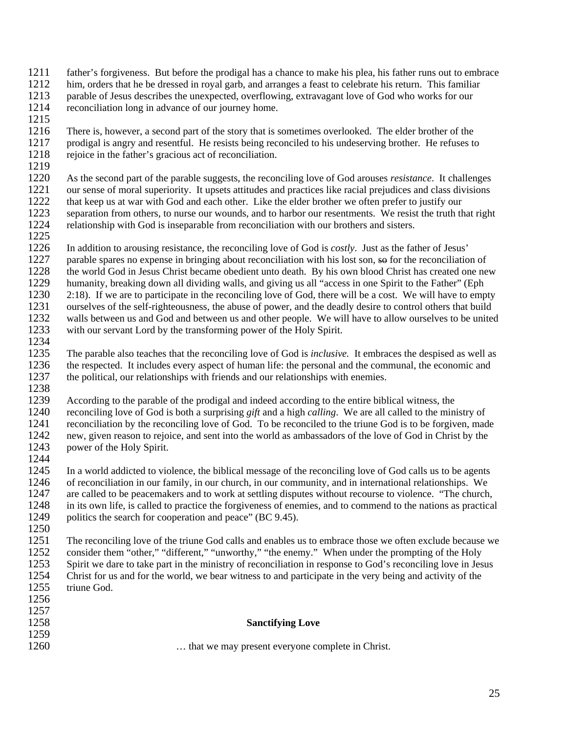father's forgiveness. But before the prodigal has a chance to make his plea, his father runs out to embrace him, orders that he be dressed in royal garb, and arranges a feast to celebrate his return. This familiar parable of Jesus describes the unexpected, overflowing, extravagant love of God who works for our reconciliation long in advance of our journey home.

There is, however, a second part of the story that is sometimes overlooked. The elder brother of the prodigal is angry and resentful. He resists being reconciled to his undeserving brother. He refuses to rejoice in the father's gracious act of reconciliation.

As the second part of the parable suggests, the reconciling love of God arouses *resistance*. It challenges our sense of moral superiority. It upsets attitudes and practices like racial prejudices and class divisions that keep us at war with God and each other. Like the elder brother we often prefer to justify our separation from others, to nurse our wounds, and to harbor our resentments. We resist the truth that right relationship with God is inseparable from reconciliation with our brothers and sisters.

In addition to arousing resistance, the reconciling love of God is *costly*. Just as the father of Jesus' parable spares no expense in bringing about reconciliation with his lost son, ~~so~~ for the reconciliation of the world God in Jesus Christ became obedient unto death. By his own blood Christ has created one new humanity, breaking down all dividing walls, and giving us all "access in one Spirit to the Father" (Eph 2:18). If we are to participate in the reconciling love of God, there will be a cost. We will have to empty ourselves of the self-righteousness, the abuse of power, and the deadly desire to control others that build walls between us and God and between us and other people. We will have to allow ourselves to be united with our servant Lord by the transforming power of the Holy Spirit.

The parable also teaches that the reconciling love of God is *inclusive.* It embraces the despised as well as the respected. It includes every aspect of human life: the personal and the communal, the economic and the political, our relationships with friends and our relationships with enemies.

According to the parable of the prodigal and indeed according to the entire biblical witness, the reconciling love of God is both a surprising *gift* and a high *calling*. We are all called to the ministry of reconciliation by the reconciling love of God. To be reconciled to the triune God is to be forgiven, made new, given reason to rejoice, and sent into the world as ambassadors of the love of God in Christ by the power of the Holy Spirit.

In a world addicted to violence, the biblical message of the reconciling love of God calls us to be agents of reconciliation in our family, in our church, in our community, and in international relationships. We are called to be peacemakers and to work at settling disputes without recourse to violence. "The church, in its own life, is called to practice the forgiveness of enemies, and to commend to the nations as practical politics the search for cooperation and peace" (BC 9.45).

The reconciling love of the triune God calls and enables us to embrace those we often exclude because we consider them "other," "different," "unworthy," "the enemy." When under the prompting of the Holy Spirit we dare to take part in the ministry of reconciliation in response to God's reconciling love in Jesus Christ for us and for the world, we bear witness to and participate in the very being and activity of the triune God.

## Sanctifying Love

… that we may present everyone complete in Christ.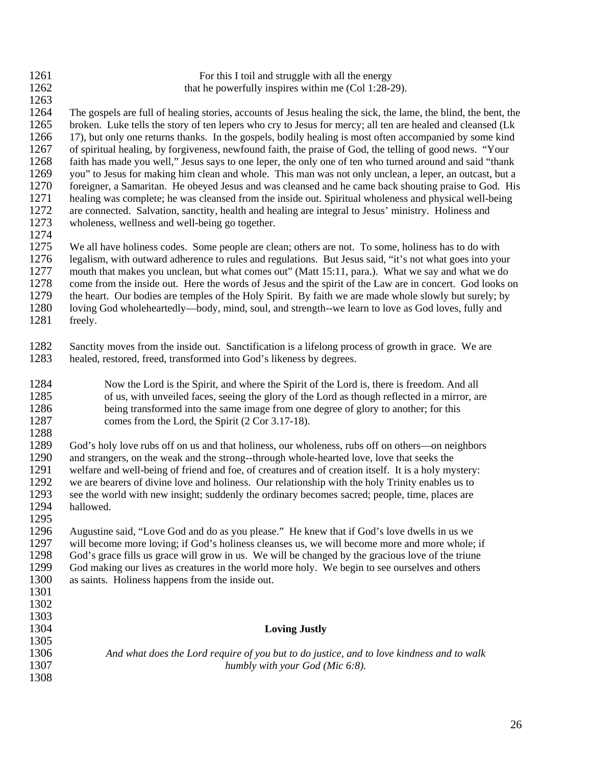For this I toil and struggle with all the energy
that he powerfully inspires within me (Col 1:28-29).

The gospels are full of healing stories, accounts of Jesus healing the sick, the lame, the blind, the bent, the broken. Luke tells the story of ten lepers who cry to Jesus for mercy; all ten are healed and cleansed (Lk 17), but only one returns thanks. In the gospels, bodily healing is most often accompanied by some kind of spiritual healing, by forgiveness, newfound faith, the praise of God, the telling of good news. "Your faith has made you well," Jesus says to one leper, the only one of ten who turned around and said "thank you" to Jesus for making him clean and whole. This man was not only unclean, a leper, an outcast, but a foreigner, a Samaritan. He obeyed Jesus and was cleansed and he came back shouting praise to God. His healing was complete; he was cleansed from the inside out. Spiritual wholeness and physical well-being are connected. Salvation, sanctity, health and healing are integral to Jesus' ministry. Holiness and wholeness, wellness and well-being go together.

We all have holiness codes. Some people are clean; others are not. To some, holiness has to do with legalism, with outward adherence to rules and regulations. But Jesus said, "it's not what goes into your mouth that makes you unclean, but what comes out" (Matt 15:11, para.). What we say and what we do come from the inside out. Here the words of Jesus and the spirit of the Law are in concert. God looks on the heart. Our bodies are temples of the Holy Spirit. By faith we are made whole slowly but surely; by loving God wholeheartedly—body, mind, soul, and strength--we learn to love as God loves, fully and freely.

Sanctity moves from the inside out. Sanctification is a lifelong process of growth in grace. We are healed, restored, freed, transformed into God's likeness by degrees.

> Now the Lord is the Spirit, and where the Spirit of the Lord is, there is freedom. And all of us, with unveiled faces, seeing the glory of the Lord as though reflected in a mirror, are being transformed into the same image from one degree of glory to another; for this comes from the Lord, the Spirit (2 Cor 3.17-18).

God's holy love rubs off on us and that holiness, our wholeness, rubs off on others—on neighbors and strangers, on the weak and the strong--through whole-hearted love, love that seeks the welfare and well-being of friend and foe, of creatures and of creation itself. It is a holy mystery: we are bearers of divine love and holiness. Our relationship with the holy Trinity enables us to see the world with new insight; suddenly the ordinary becomes sacred; people, time, places are hallowed.

Augustine said, "Love God and do as you please." He knew that if God's love dwells in us we will become more loving; if God's holiness cleanses us, we will become more and more whole; if God's grace fills us grace will grow in us. We will be changed by the gracious love of the triune God making our lives as creatures in the world more holy. We begin to see ourselves and others as saints. Holiness happens from the inside out.

## Loving Justly

*And what does the Lord require of you but to do justice, and to love kindness and to walk humbly with your God (Mic 6:8).*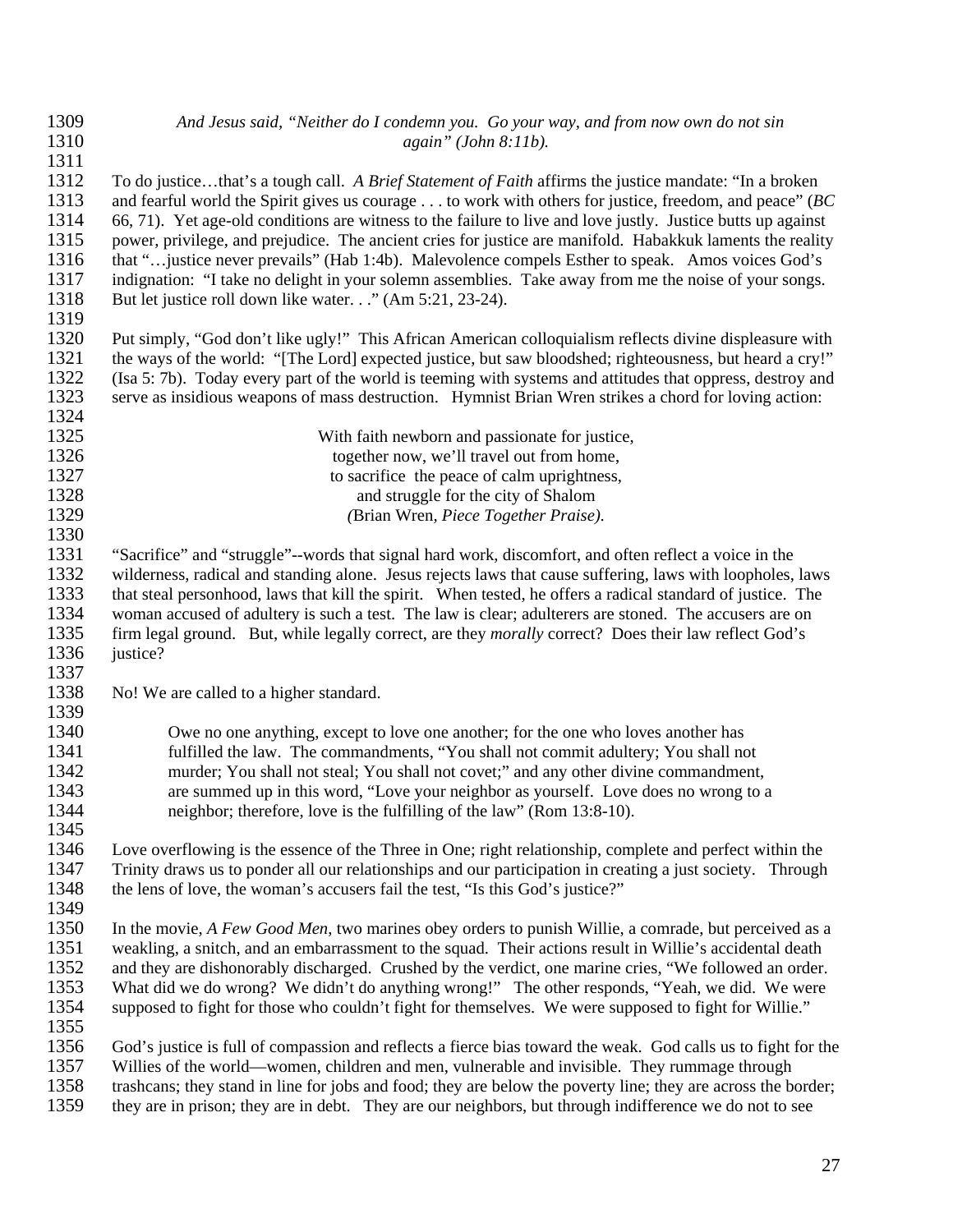*And Jesus said, "Neither do I condemn you. Go your way, and from now own do not sin again" (John 8:11b).*

To do justice…that's a tough call. *A Brief Statement of Faith* affirms the justice mandate: "In a broken and fearful world the Spirit gives us courage . . . to work with others for justice, freedom, and peace" (*BC* 66, 71). Yet age-old conditions are witness to the failure to live and love justly. Justice butts up against power, privilege, and prejudice. The ancient cries for justice are manifold. Habakkuk laments the reality that "…justice never prevails" (Hab 1:4b). Malevolence compels Esther to speak. Amos voices God's indignation: "I take no delight in your solemn assemblies. Take away from me the noise of your songs. But let justice roll down like water. . ." (Am 5:21, 23-24).

Put simply, "God don't like ugly!" This African American colloquialism reflects divine displeasure with the ways of the world: "[The Lord] expected justice, but saw bloodshed; righteousness, but heard a cry!" (Isa 5: 7b). Today every part of the world is teeming with systems and attitudes that oppress, destroy and serve as insidious weapons of mass destruction. Hymnist Brian Wren strikes a chord for loving action:

With faith newborn and passionate for justice,
together now, we'll travel out from home,
to sacrifice the peace of calm uprightness,
and struggle for the city of Shalom
(Brian Wren, *Piece Together Praise).*

"Sacrifice" and "struggle"--words that signal hard work, discomfort, and often reflect a voice in the wilderness, radical and standing alone. Jesus rejects laws that cause suffering, laws with loopholes, laws that steal personhood, laws that kill the spirit. When tested, he offers a radical standard of justice. The woman accused of adultery is such a test. The law is clear; adulterers are stoned. The accusers are on firm legal ground. But, while legally correct, are they *morally* correct? Does their law reflect God's justice?

No! We are called to a higher standard.

> Owe no one anything, except to love one another; for the one who loves another has fulfilled the law. The commandments, "You shall not commit adultery; You shall not murder; You shall not steal; You shall not covet;" and any other divine commandment, are summed up in this word, "Love your neighbor as yourself. Love does no wrong to a neighbor; therefore, love is the fulfilling of the law" (Rom 13:8-10).

Love overflowing is the essence of the Three in One; right relationship, complete and perfect within the Trinity draws us to ponder all our relationships and our participation in creating a just society. Through the lens of love, the woman's accusers fail the test, "Is this God's justice?"

In the movie, *A Few Good Men*, two marines obey orders to punish Willie, a comrade, but perceived as a weakling, a snitch, and an embarrassment to the squad. Their actions result in Willie's accidental death and they are dishonorably discharged. Crushed by the verdict, one marine cries, "We followed an order. What did we do wrong? We didn't do anything wrong!" The other responds, "Yeah, we did. We were supposed to fight for those who couldn't fight for themselves. We were supposed to fight for Willie."

God's justice is full of compassion and reflects a fierce bias toward the weak. God calls us to fight for the Willies of the world—women, children and men, vulnerable and invisible. They rummage through trashcans; they stand in line for jobs and food; they are below the poverty line; they are across the border; they are in prison; they are in debt. They are our neighbors, but through indifference we do not to see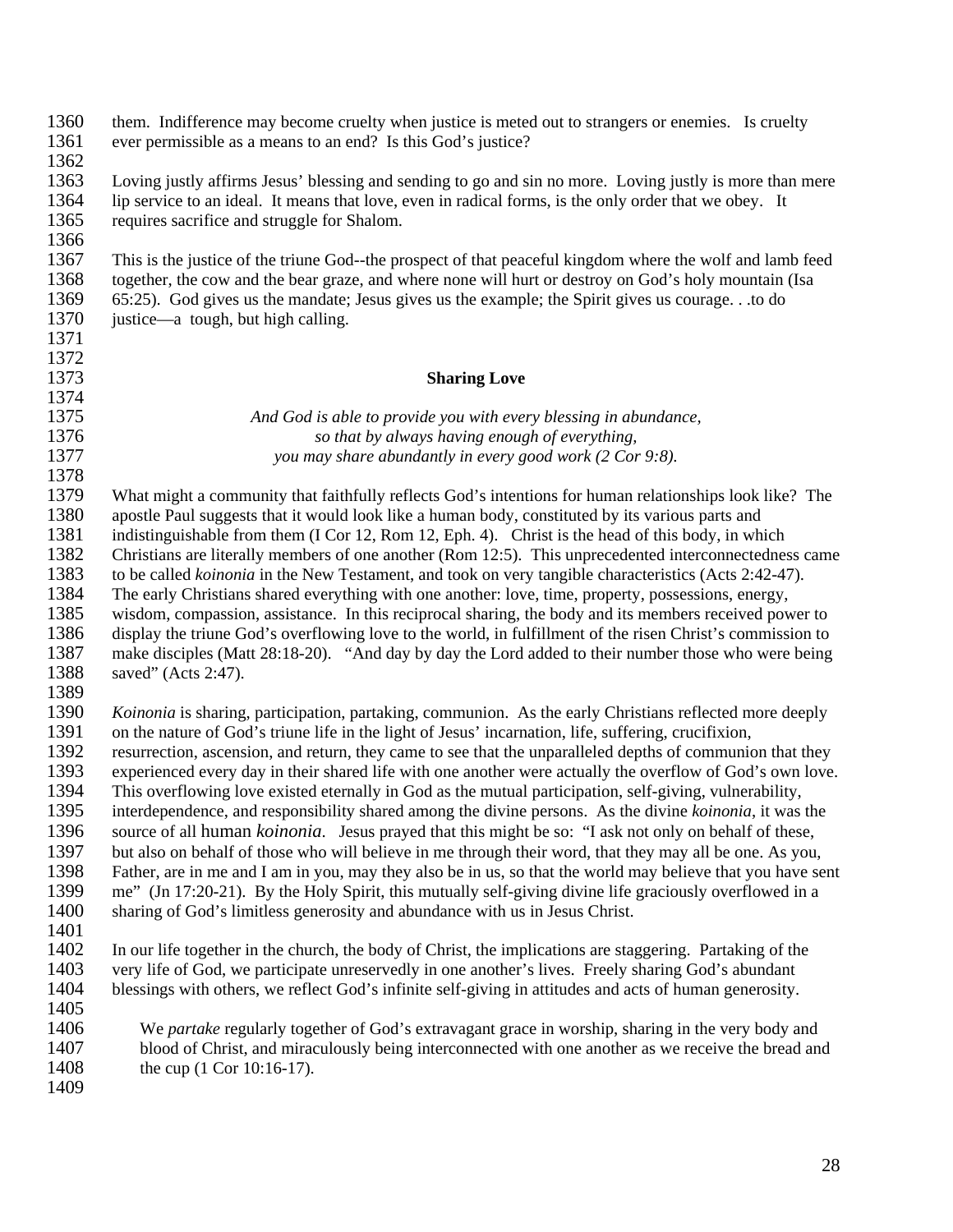them. Indifference may become cruelty when justice is meted out to strangers or enemies. Is cruelty ever permissible as a means to an end? Is this God's justice?

Loving justly affirms Jesus' blessing and sending to go and sin no more. Loving justly is more than mere lip service to an ideal. It means that love, even in radical forms, is the only order that we obey. It requires sacrifice and struggle for Shalom.

This is the justice of the triune God--the prospect of that peaceful kingdom where the wolf and lamb feed together, the cow and the bear graze, and where none will hurt or destroy on God's holy mountain (Isa 65:25). God gives us the mandate; Jesus gives us the example; the Spirit gives us courage. . .to do justice—a tough, but high calling.

## Sharing Love

*And God is able to provide you with every blessing in abundance,*
*so that by always having enough of everything,*
*you may share abundantly in every good work (2 Cor 9:8).*

What might a community that faithfully reflects God's intentions for human relationships look like? The apostle Paul suggests that it would look like a human body, constituted by its various parts and indistinguishable from them (I Cor 12, Rom 12, Eph. 4). Christ is the head of this body, in which Christians are literally members of one another (Rom 12:5). This unprecedented interconnectedness came to be called *koinonia* in the New Testament, and took on very tangible characteristics (Acts 2:42-47). The early Christians shared everything with one another: love, time, property, possessions, energy, wisdom, compassion, assistance. In this reciprocal sharing, the body and its members received power to display the triune God's overflowing love to the world, in fulfillment of the risen Christ's commission to make disciples (Matt 28:18-20). "And day by day the Lord added to their number those who were being saved" (Acts 2:47).

*Koinonia* is sharing, participation, partaking, communion. As the early Christians reflected more deeply on the nature of God's triune life in the light of Jesus' incarnation, life, suffering, crucifixion, resurrection, ascension, and return, they came to see that the unparalleled depths of communion that they experienced every day in their shared life with one another were actually the overflow of God's own love. This overflowing love existed eternally in God as the mutual participation, self-giving, vulnerability, interdependence, and responsibility shared among the divine persons. As the divine *koinonia*, it was the source of all human *koinonia*. Jesus prayed that this might be so: "I ask not only on behalf of these, but also on behalf of those who will believe in me through their word, that they may all be one. As you, Father, are in me and I am in you, may they also be in us, so that the world may believe that you have sent me" (Jn 17:20-21). By the Holy Spirit, this mutually self-giving divine life graciously overflowed in a sharing of God's limitless generosity and abundance with us in Jesus Christ.

In our life together in the church, the body of Christ, the implications are staggering. Partaking of the very life of God, we participate unreservedly in one another's lives. Freely sharing God's abundant blessings with others, we reflect God's infinite self-giving in attitudes and acts of human generosity.

> We *partake* regularly together of God's extravagant grace in worship, sharing in the very body and blood of Christ, and miraculously being interconnected with one another as we receive the bread and the cup (1 Cor 10:16-17).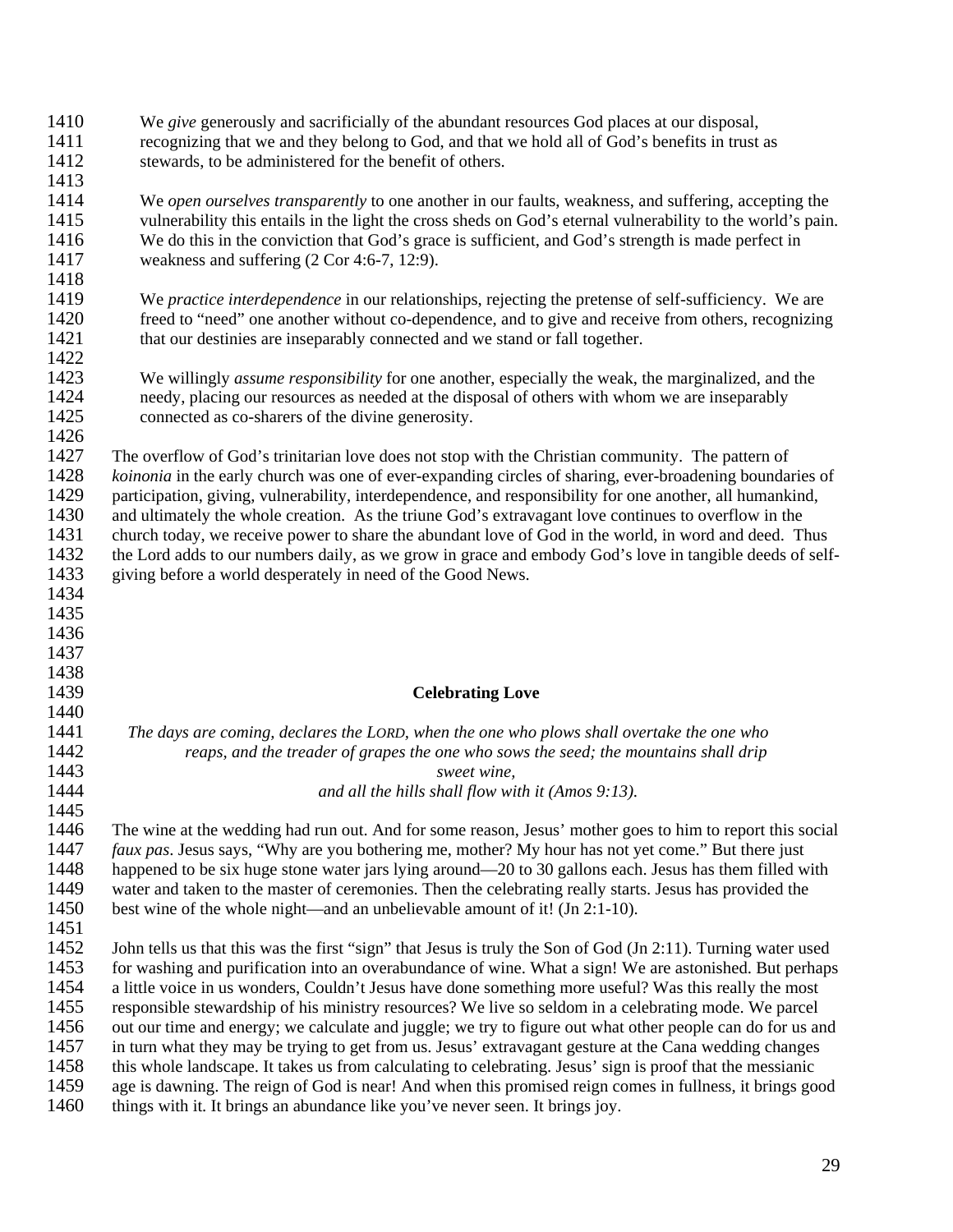We *give* generously and sacrificially of the abundant resources God places at our disposal, recognizing that we and they belong to God, and that we hold all of God's benefits in trust as stewards, to be administered for the benefit of others.

We *open ourselves transparently* to one another in our faults, weakness, and suffering, accepting the vulnerability this entails in the light the cross sheds on God's eternal vulnerability to the world's pain. We do this in the conviction that God's grace is sufficient, and God's strength is made perfect in weakness and suffering (2 Cor 4:6-7, 12:9).

We *practice interdependence* in our relationships, rejecting the pretense of self-sufficiency. We are freed to "need" one another without co-dependence, and to give and receive from others, recognizing that our destinies are inseparably connected and we stand or fall together.

We willingly *assume responsibility* for one another, especially the weak, the marginalized, and the needy, placing our resources as needed at the disposal of others with whom we are inseparably connected as co-sharers of the divine generosity.

The overflow of God's trinitarian love does not stop with the Christian community. The pattern of *koinonia* in the early church was one of ever-expanding circles of sharing, ever-broadening boundaries of participation, giving, vulnerability, interdependence, and responsibility for one another, all humankind, and ultimately the whole creation. As the triune God's extravagant love continues to overflow in the church today, we receive power to share the abundant love of God in the world, in word and deed. Thus the Lord adds to our numbers daily, as we grow in grace and embody God's love in tangible deeds of self-giving before a world desperately in need of the Good News.

## Celebrating Love

*The days are coming, declares the LORD, when the one who plows shall overtake the one who reaps, and the treader of grapes the one who sows the seed; the mountains shall drip sweet wine, and all the hills shall flow with it (Amos 9:13).*

The wine at the wedding had run out. And for some reason, Jesus' mother goes to him to report this social *faux pas*. Jesus says, "Why are you bothering me, mother? My hour has not yet come." But there just happened to be six huge stone water jars lying around—20 to 30 gallons each. Jesus has them filled with water and taken to the master of ceremonies. Then the celebrating really starts. Jesus has provided the best wine of the whole night—and an unbelievable amount of it! (Jn 2:1-10).

John tells us that this was the first "sign" that Jesus is truly the Son of God (Jn 2:11). Turning water used for washing and purification into an overabundance of wine. What a sign! We are astonished. But perhaps a little voice in us wonders, Couldn't Jesus have done something more useful? Was this really the most responsible stewardship of his ministry resources? We live so seldom in a celebrating mode. We parcel out our time and energy; we calculate and juggle; we try to figure out what other people can do for us and in turn what they may be trying to get from us. Jesus' extravagant gesture at the Cana wedding changes this whole landscape. It takes us from calculating to celebrating. Jesus' sign is proof that the messianic age is dawning. The reign of God is near! And when this promised reign comes in fullness, it brings good things with it. It brings an abundance like you've never seen. It brings joy.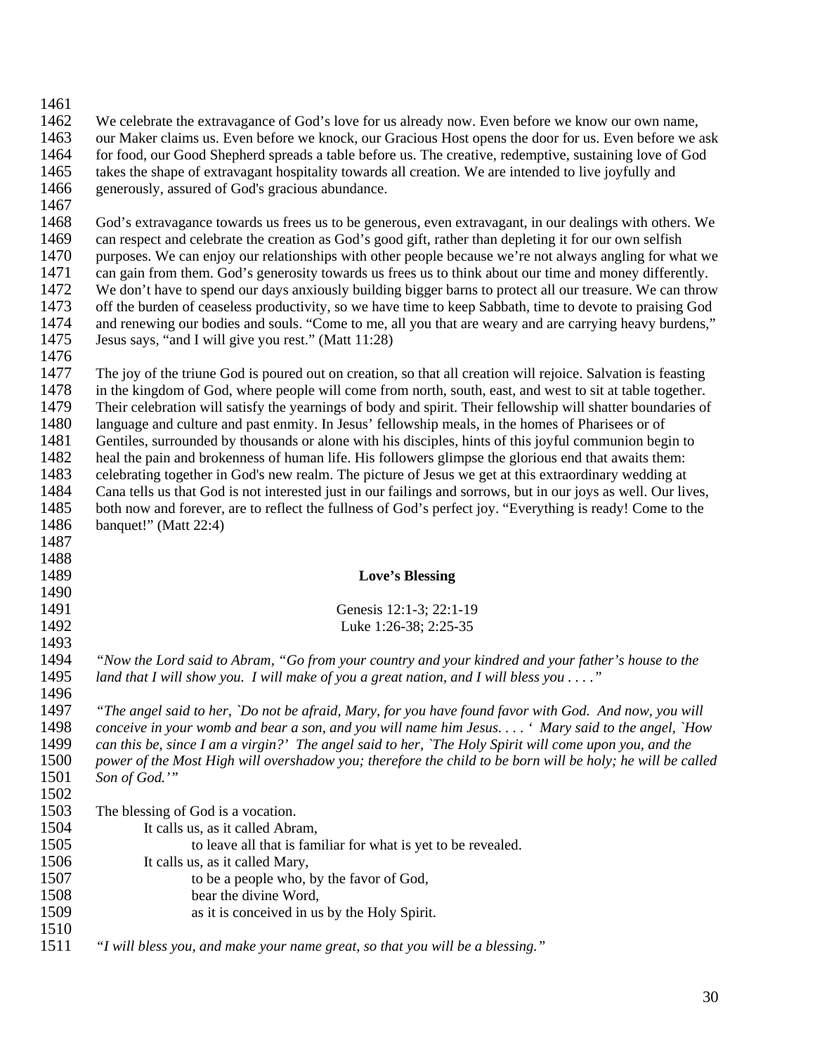We celebrate the extravagance of God's love for us already now. Even before we know our own name, our Maker claims us. Even before we knock, our Gracious Host opens the door for us. Even before we ask for food, our Good Shepherd spreads a table before us. The creative, redemptive, sustaining love of God takes the shape of extravagant hospitality towards all creation. We are intended to live joyfully and generously, assured of God's gracious abundance.

God's extravagance towards us frees us to be generous, even extravagant, in our dealings with others. We can respect and celebrate the creation as God's good gift, rather than depleting it for our own selfish purposes. We can enjoy our relationships with other people because we're not always angling for what we can gain from them. God's generosity towards us frees us to think about our time and money differently. We don't have to spend our days anxiously building bigger barns to protect all our treasure. We can throw off the burden of ceaseless productivity, so we have time to keep Sabbath, time to devote to praising God and renewing our bodies and souls. "Come to me, all you that are weary and are carrying heavy burdens," Jesus says, "and I will give you rest." (Matt 11:28)

The joy of the triune God is poured out on creation, so that all creation will rejoice. Salvation is feasting in the kingdom of God, where people will come from north, south, east, and west to sit at table together. Their celebration will satisfy the yearnings of body and spirit. Their fellowship will shatter boundaries of language and culture and past enmity. In Jesus' fellowship meals, in the homes of Pharisees or of Gentiles, surrounded by thousands or alone with his disciples, hints of this joyful communion begin to heal the pain and brokenness of human life. His followers glimpse the glorious end that awaits them: celebrating together in God's new realm. The picture of Jesus we get at this extraordinary wedding at Cana tells us that God is not interested just in our failings and sorrows, but in our joys as well. Our lives, both now and forever, are to reflect the fullness of God's perfect joy. "Everything is ready! Come to the banquet!" (Matt 22:4)

**Love's Blessing**

Genesis 12:1-3; 22:1-19
Luke 1:26-38; 2:25-35

*"Now the Lord said to Abram, "Go from your country and your kindred and your father's house to the land that I will show you. I will make of you a great nation, and I will bless you . . . ."*

*"The angel said to her, `Do not be afraid, Mary, for you have found favor with God. And now, you will conceive in your womb and bear a son, and you will name him Jesus. . . . ' Mary said to the angel, `How can this be, since I am a virgin?' The angel said to her, `The Holy Spirit will come upon you, and the power of the Most High will overshadow you; therefore the child to be born will be holy; he will be called Son of God.'"*

The blessing of God is a vocation.
It calls us, as it called Abram,
to leave all that is familiar for what is yet to be revealed.
It calls us, as it called Mary,
to be a people who, by the favor of God,
bear the divine Word,
as it is conceived in us by the Holy Spirit.

*"I will bless you, and make your name great, so that you will be a blessing."*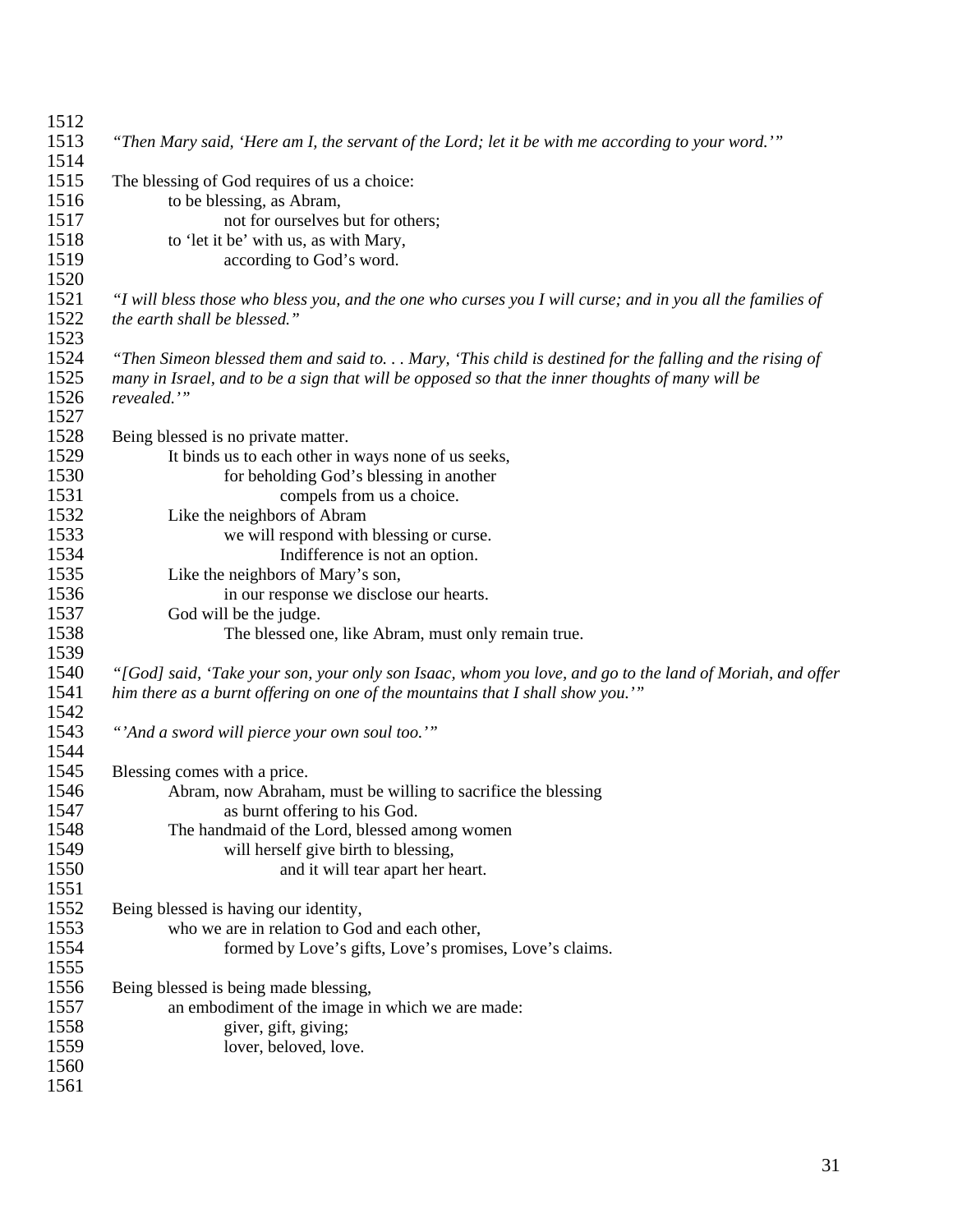*"Then Mary said, 'Here am I, the servant of the Lord; let it be with me according to your word.'"*

The blessing of God requires of us a choice:
to be blessing, as Abram,
not for ourselves but for others;
to 'let it be' with us, as with Mary,
according to God's word.

*"I will bless those who bless you, and the one who curses you I will curse; and in you all the families of the earth shall be blessed."*

*"Then Simeon blessed them and said to. . . Mary, 'This child is destined for the falling and the rising of many in Israel, and to be a sign that will be opposed so that the inner thoughts of many will be revealed.'"*

Being blessed is no private matter.
It binds us to each other in ways none of us seeks,
for beholding God's blessing in another
compels from us a choice.
Like the neighbors of Abram
we will respond with blessing or curse.
Indifference is not an option.
Like the neighbors of Mary's son,
in our response we disclose our hearts.
God will be the judge.
The blessed one, like Abram, must only remain true.

*"[God] said, 'Take your son, your only son Isaac, whom you love, and go to the land of Moriah, and offer him there as a burnt offering on one of the mountains that I shall show you.'"*

*"'And a sword will pierce your own soul too.'"*

Blessing comes with a price.
Abram, now Abraham, must be willing to sacrifice the blessing
as burnt offering to his God.
The handmaid of the Lord, blessed among women
will herself give birth to blessing,
and it will tear apart her heart.

Being blessed is having our identity,
who we are in relation to God and each other,
formed by Love's gifts, Love's promises, Love's claims.

Being blessed is being made blessing,
an embodiment of the image in which we are made:
giver, gift, giving;
lover, beloved, love.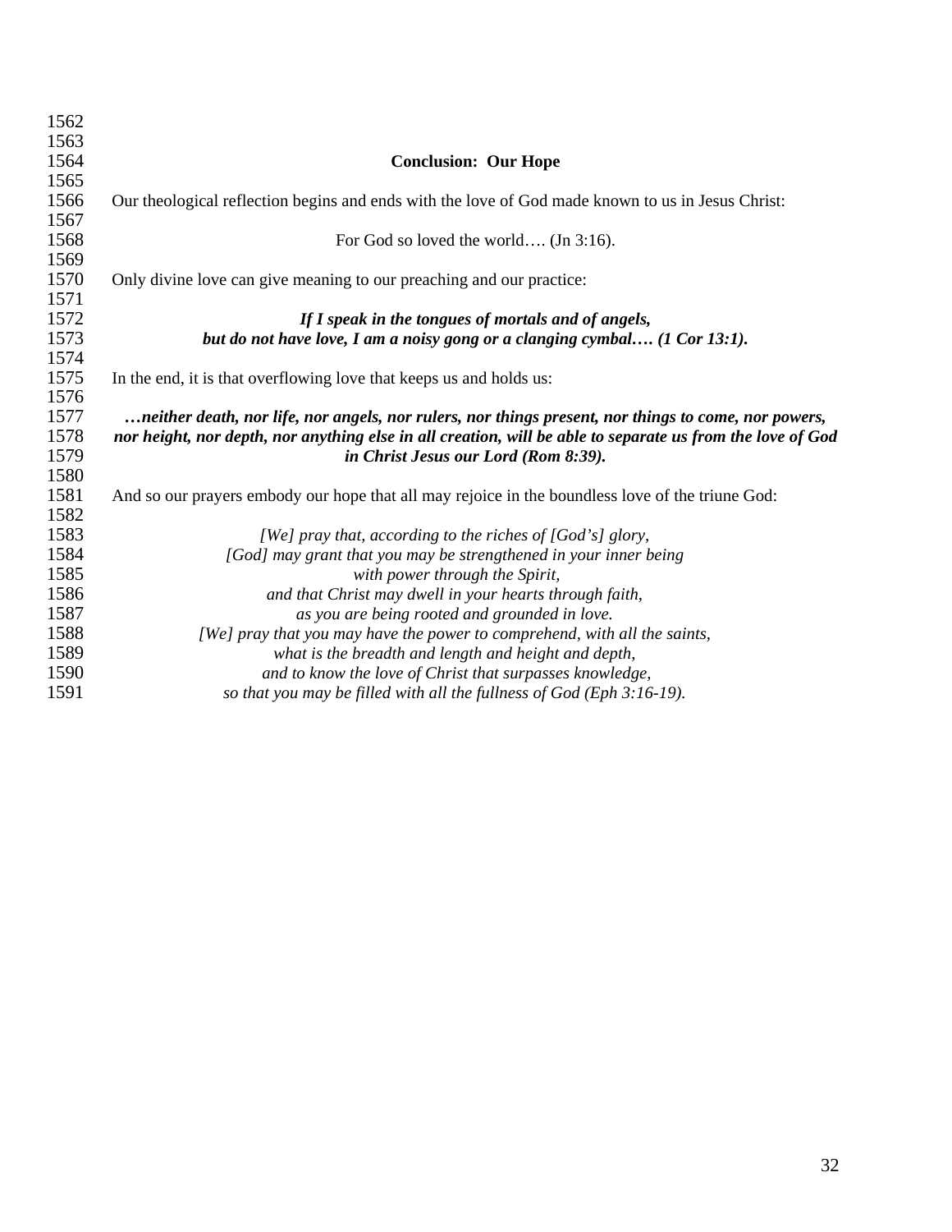## Conclusion: Our Hope

Our theological reflection begins and ends with the love of God made known to us in Jesus Christ:

For God so loved the world…. (Jn 3:16).

Only divine love can give meaning to our preaching and our practice:

***If I speak in the tongues of mortals and of angels,***  
***but do not have love, I am a noisy gong or a clanging cymbal…. (1 Cor 13:1).***

In the end, it is that overflowing love that keeps us and holds us:

***…neither death, nor life, nor angels, nor rulers, nor things present, nor things to come, nor powers, nor height, nor depth, nor anything else in all creation, will be able to separate us from the love of God in Christ Jesus our Lord (Rom 8:39).***

And so our prayers embody our hope that all may rejoice in the boundless love of the triune God:

*[We] pray that, according to the riches of [God's] glory,*  
*[God] may grant that you may be strengthened in your inner being*  
*with power through the Spirit,*  
*and that Christ may dwell in your hearts through faith,*  
*as you are being rooted and grounded in love.*  
*[We] pray that you may have the power to comprehend, with all the saints,*  
*what is the breadth and length and height and depth,*  
*and to know the love of Christ that surpasses knowledge,*  
*so that you may be filled with all the fullness of God (Eph 3:16-19).*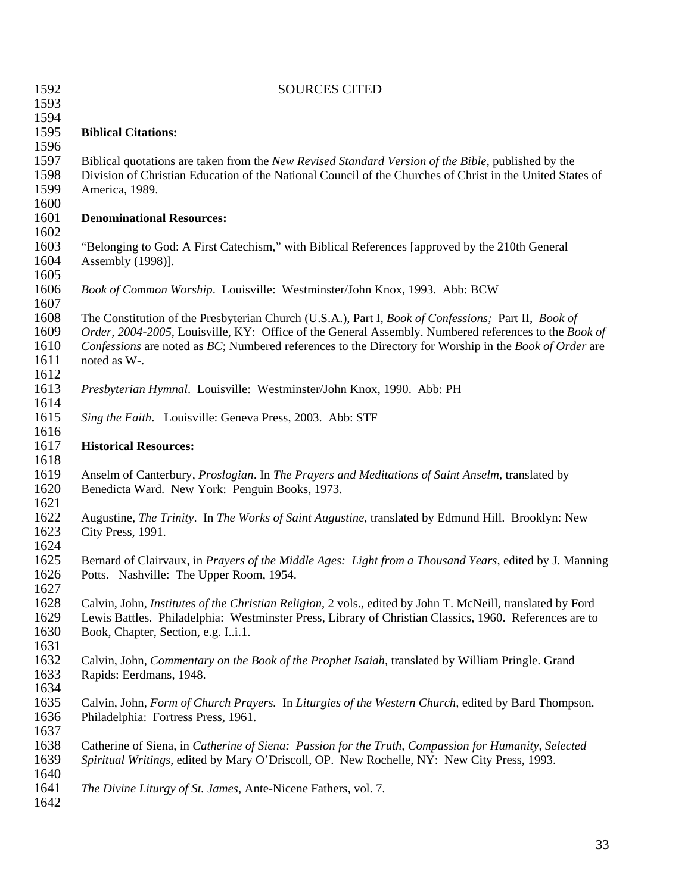# SOURCES CITED

**Biblical Citations:**

Biblical quotations are taken from the *New Revised Standard Version of the Bible*, published by the Division of Christian Education of the National Council of the Churches of Christ in the United States of America, 1989.

**Denominational Resources:**

"Belonging to God: A First Catechism," with Biblical References [approved by the 210th General Assembly (1998)].

*Book of Common Worship*. Louisville: Westminster/John Knox, 1993. Abb: BCW

The Constitution of the Presbyterian Church (U.S.A.), Part I, *Book of Confessions;* Part II, *Book of Order, 2004-2005*, Louisville, KY: Office of the General Assembly. Numbered references to the *Book of Confessions* are noted as *BC*; Numbered references to the Directory for Worship in the *Book of Order* are noted as W-.

*Presbyterian Hymnal*. Louisville: Westminster/John Knox, 1990. Abb: PH

*Sing the Faith*. Louisville: Geneva Press, 2003. Abb: STF

**Historical Resources:**

Anselm of Canterbury, *Proslogian*. In *The Prayers and Meditations of Saint Anselm*, translated by Benedicta Ward. New York: Penguin Books, 1973.

Augustine, *The Trinity*. In *The Works of Saint Augustine*, translated by Edmund Hill. Brooklyn: New City Press, 1991.

Bernard of Clairvaux, in *Prayers of the Middle Ages: Light from a Thousand Years*, edited by J. Manning Potts. Nashville: The Upper Room, 1954.

Calvin, John, *Institutes of the Christian Religion*, 2 vols., edited by John T. McNeill, translated by Ford Lewis Battles. Philadelphia: Westminster Press, Library of Christian Classics, 1960. References are to Book, Chapter, Section, e.g. I..i.1.

Calvin, John, *Commentary on the Book of the Prophet Isaiah*, translated by William Pringle. Grand Rapids: Eerdmans, 1948.

Calvin, John, *Form of Church Prayers.* In *Liturgies of the Western Church*, edited by Bard Thompson. Philadelphia: Fortress Press, 1961.

Catherine of Siena, in *Catherine of Siena: Passion for the Truth, Compassion for Humanity, Selected Spiritual Writings*, edited by Mary O'Driscoll, OP. New Rochelle, NY: New City Press, 1993.

*The Divine Liturgy of St. James*, Ante-Nicene Fathers, vol. 7.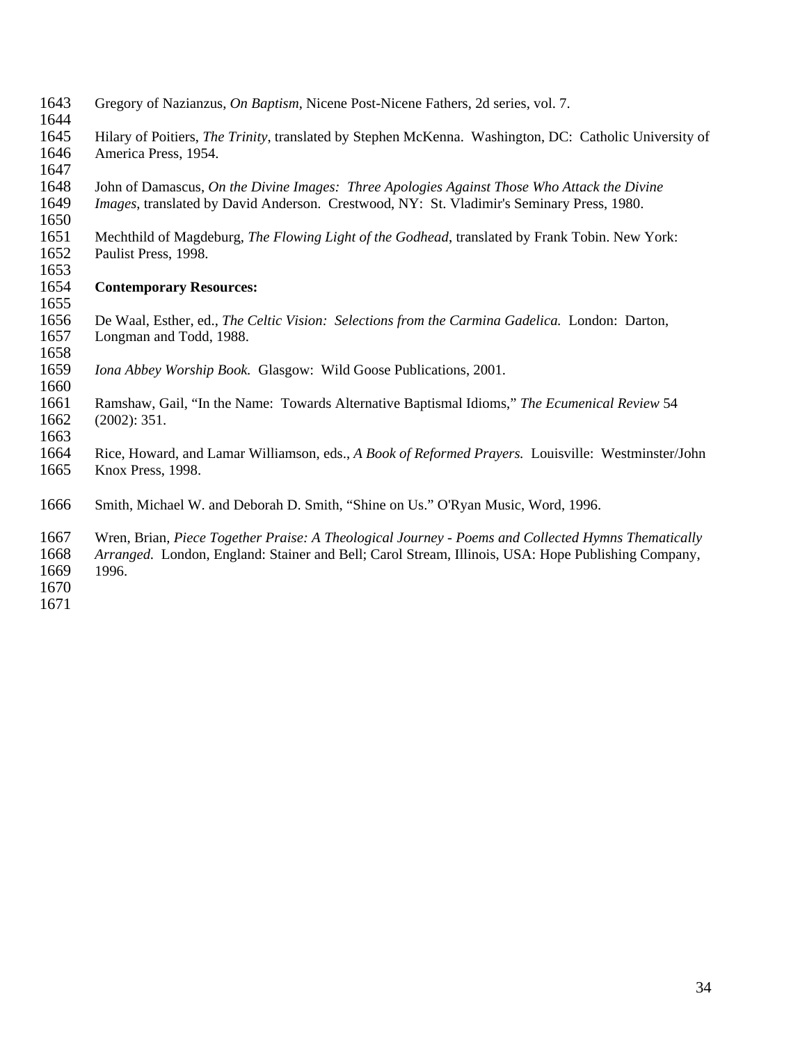Gregory of Nazianzus, *On Baptism*, Nicene Post-Nicene Fathers, 2d series, vol. 7.

Hilary of Poitiers, *The Trinity*, translated by Stephen McKenna. Washington, DC: Catholic University of America Press, 1954.

John of Damascus, *On the Divine Images: Three Apologies Against Those Who Attack the Divine Images*, translated by David Anderson. Crestwood, NY: St. Vladimir's Seminary Press, 1980.

Mechthild of Magdeburg, *The Flowing Light of the Godhead*, translated by Frank Tobin. New York: Paulist Press, 1998.

**Contemporary Resources:**

De Waal, Esther, ed., *The Celtic Vision: Selections from the Carmina Gadelica.* London: Darton, Longman and Todd, 1988.

*Iona Abbey Worship Book.* Glasgow: Wild Goose Publications, 2001.

Ramshaw, Gail, "In the Name: Towards Alternative Baptismal Idioms," *The Ecumenical Review* 54 (2002): 351.

Rice, Howard, and Lamar Williamson, eds., *A Book of Reformed Prayers.* Louisville: Westminster/John Knox Press, 1998.

Smith, Michael W. and Deborah D. Smith, "Shine on Us." O'Ryan Music, Word, 1996.

Wren, Brian, *Piece Together Praise: A Theological Journey - Poems and Collected Hymns Thematically Arranged.* London, England: Stainer and Bell; Carol Stream, Illinois, USA: Hope Publishing Company, 1996.